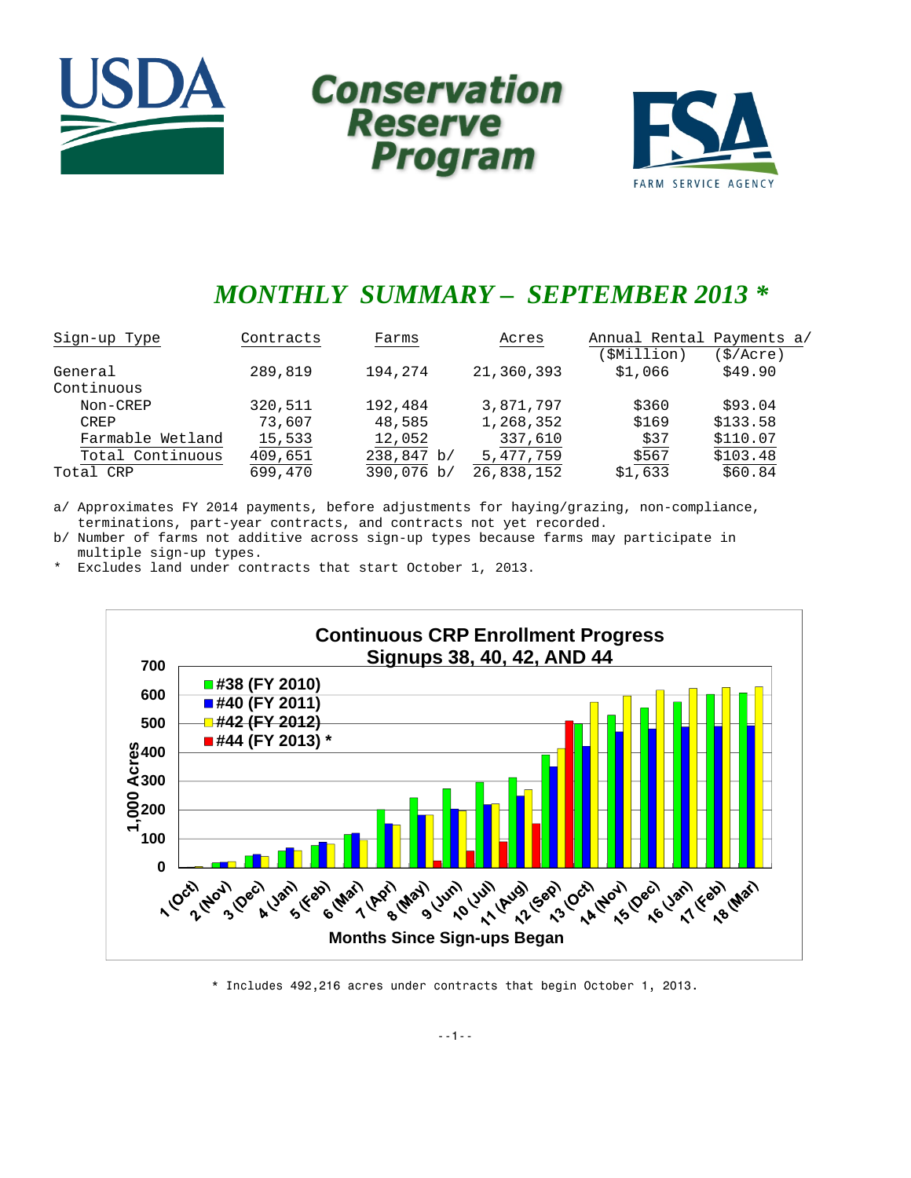# Conservation Reserve Program

## *MONTHLY SUMMARY – SEPTEMBER 2013 **

| Sign-up Type | Contracts | Farms | Acres | Annual Rental Payments a/ ($Million) | ($/Acre) |
|---|---|---|---|---|---|
| General | 289,819 | 194,274 | 21,360,393 | $1,066 | $49.90 |
| Continuous | | | | | |
| Non-CREP | 320,511 | 192,484 | 3,871,797 | $360 | $93.04 |
| CREP | 73,607 | 48,585 | 1,268,352 | $169 | $133.58 |
| Farmable Wetland | 15,533 | 12,052 | 337,610 | $37 | $110.07 |
| Total Continuous | 409,651 | 238,847 b/ | 5,477,759 | $567 | $103.48 |
| Total CRP | 699,470 | 390,076 b/ | 26,838,152 | $1,633 | $60.84 |

a/ Approximates FY 2014 payments, before adjustments for haying/grazing, non-compliance, terminations, part-year contracts, and contracts not yet recorded.
b/ Number of farms not additive across sign-up types because farms may participate in multiple sign-up types.
\* Excludes land under contracts that start October 1, 2013.

**Continuous CRP Enrollment Progress**
**Signups 38, 40, 42, AND 44**

| Months Since Sign-ups Began | #38 (FY 2010) | #40 (FY 2011) | #42 (FY 2012) | #44 (FY 2013) * |
|---|---|---|---|---|
| 1 (Oct) | ~2 | ~2 | ~3 | ~0 |
| 2 (Nov) | ~17 | ~18 | ~20 | |
| 3 (Dec) | ~40 | ~45 | ~38 | |
| 4 (Jan) | ~57 | ~68 | ~58 | |
| 5 (Feb) | ~76 | ~88 | ~80 | |
| 6 (Mar) | ~115 | ~120 | ~95 | |
| 7 (Apr) | ~200 | ~152 | ~148 | |
| 8 (May) | ~242 | ~182 | ~182 | ~22 |
| 9 (Jun) | ~273 | ~202 | ~196 | ~57 |
| 10 (Jul) | ~295 | ~218 | ~220 | ~88 |
| 11 (Aug) | ~312 | ~248 | ~270 | ~152 |
| 12 (Sep) | ~392 | ~350 | ~412 | ~508 |
| 13 (Oct) | ~500 | ~420 | ~573 | |
| 14 (Nov) | ~528 | ~470 | ~595 | |
| 15 (Dec) | ~553 | ~480 | ~615 | |
| 16 (Jan) | ~575 | ~488 | ~620 | |
| 17 (Feb) | ~600 | ~490 | ~623 | |
| 18 (Mar) | ~605 | ~492 | ~625 | |

Y-axis: 1,000 Acres (0–700). X-axis: Months Since Sign-ups Began.

\* Includes 492,216 acres under contracts that begin October 1, 2013.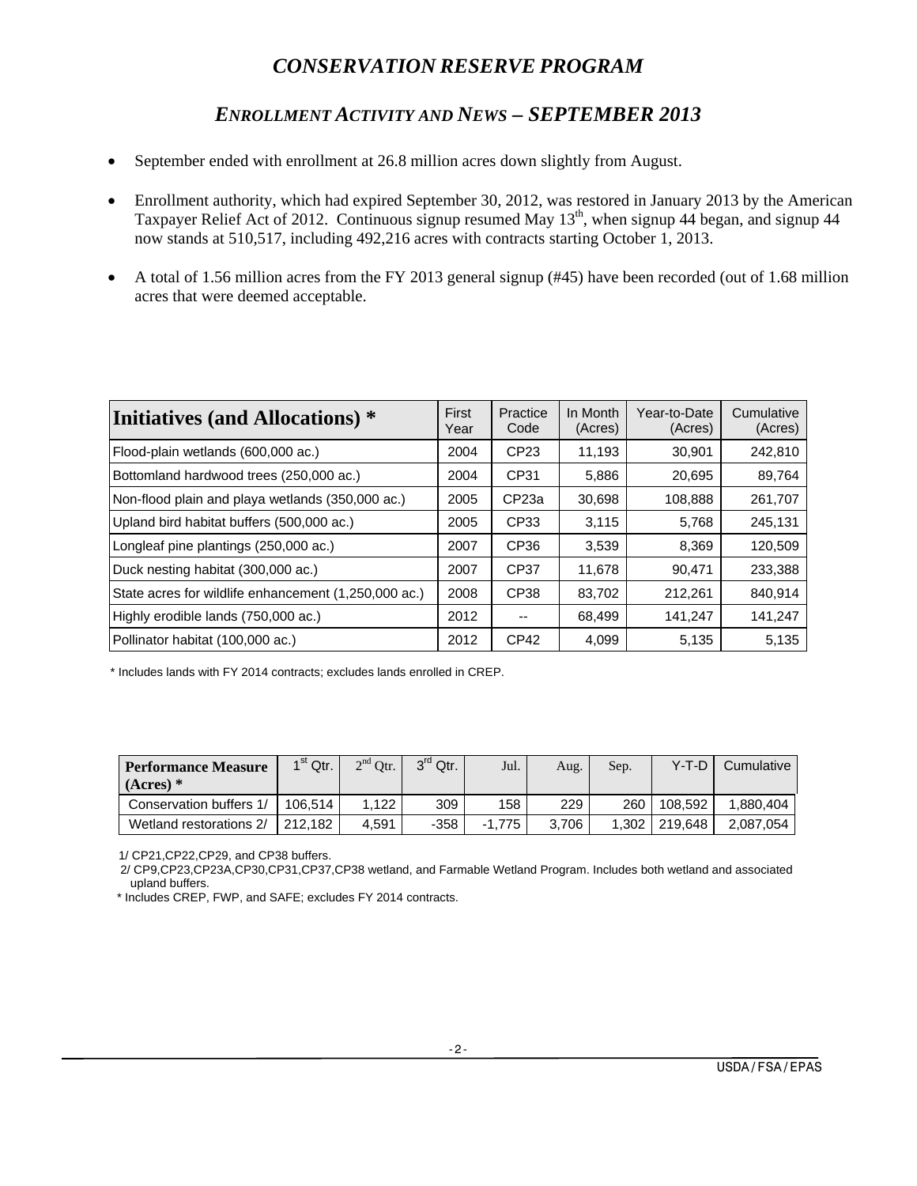# *CONSERVATION RESERVE PROGRAM*

## *ENROLLMENT ACTIVITY AND NEWS – SEPTEMBER 2013*

- September ended with enrollment at 26.8 million acres down slightly from August.
- Enrollment authority, which had expired September 30, 2012, was restored in January 2013 by the American Taxpayer Relief Act of 2012. Continuous signup resumed May 13th, when signup 44 began, and signup 44 now stands at 510,517, including 492,216 acres with contracts starting October 1, 2013.
- A total of 1.56 million acres from the FY 2013 general signup (#45) have been recorded (out of 1.68 million acres that were deemed acceptable.

| **Initiatives (and Allocations) \*** | First Year | Practice Code | In Month (Acres) | Year-to-Date (Acres) | Cumulative (Acres) |
|---|---|---|---|---|---|
| Flood-plain wetlands (600,000 ac.) | 2004 | CP23 | 11,193 | 30,901 | 242,810 |
| Bottomland hardwood trees (250,000 ac.) | 2004 | CP31 | 5,886 | 20,695 | 89,764 |
| Non-flood plain and playa wetlands (350,000 ac.) | 2005 | CP23a | 30,698 | 108,888 | 261,707 |
| Upland bird habitat buffers (500,000 ac.) | 2005 | CP33 | 3,115 | 5,768 | 245,131 |
| Longleaf pine plantings (250,000 ac.) | 2007 | CP36 | 3,539 | 8,369 | 120,509 |
| Duck nesting habitat (300,000 ac.) | 2007 | CP37 | 11,678 | 90,471 | 233,388 |
| State acres for wildlife enhancement (1,250,000 ac.) | 2008 | CP38 | 83,702 | 212,261 | 840,914 |
| Highly erodible lands (750,000 ac.) | 2012 | -- | 68,499 | 141,247 | 141,247 |
| Pollinator habitat (100,000 ac.) | 2012 | CP42 | 4,099 | 5,135 | 5,135 |

\* Includes lands with FY 2014 contracts; excludes lands enrolled in CREP.

| **Performance Measure (Acres) \*** | 1st Qtr. | 2nd Qtr. | 3rd Qtr. | Jul. | Aug. | Sep. | Y-T-D | Cumulative |
|---|---|---|---|---|---|---|---|---|
| Conservation buffers 1/ | 106,514 | 1,122 | 309 | 158 | 229 | 260 | 108,592 | 1,880,404 |
| Wetland restorations 2/ | 212,182 | 4,591 | -358 | -1,775 | 3,706 | 1,302 | 219,648 | 2,087,054 |

1/ CP21,CP22,CP29, and CP38 buffers.

2/ CP9,CP23,CP23A,CP30,CP31,CP37,CP38 wetland, and Farmable Wetland Program. Includes both wetland and associated upland buffers.

\* Includes CREP, FWP, and SAFE; excludes FY 2014 contracts.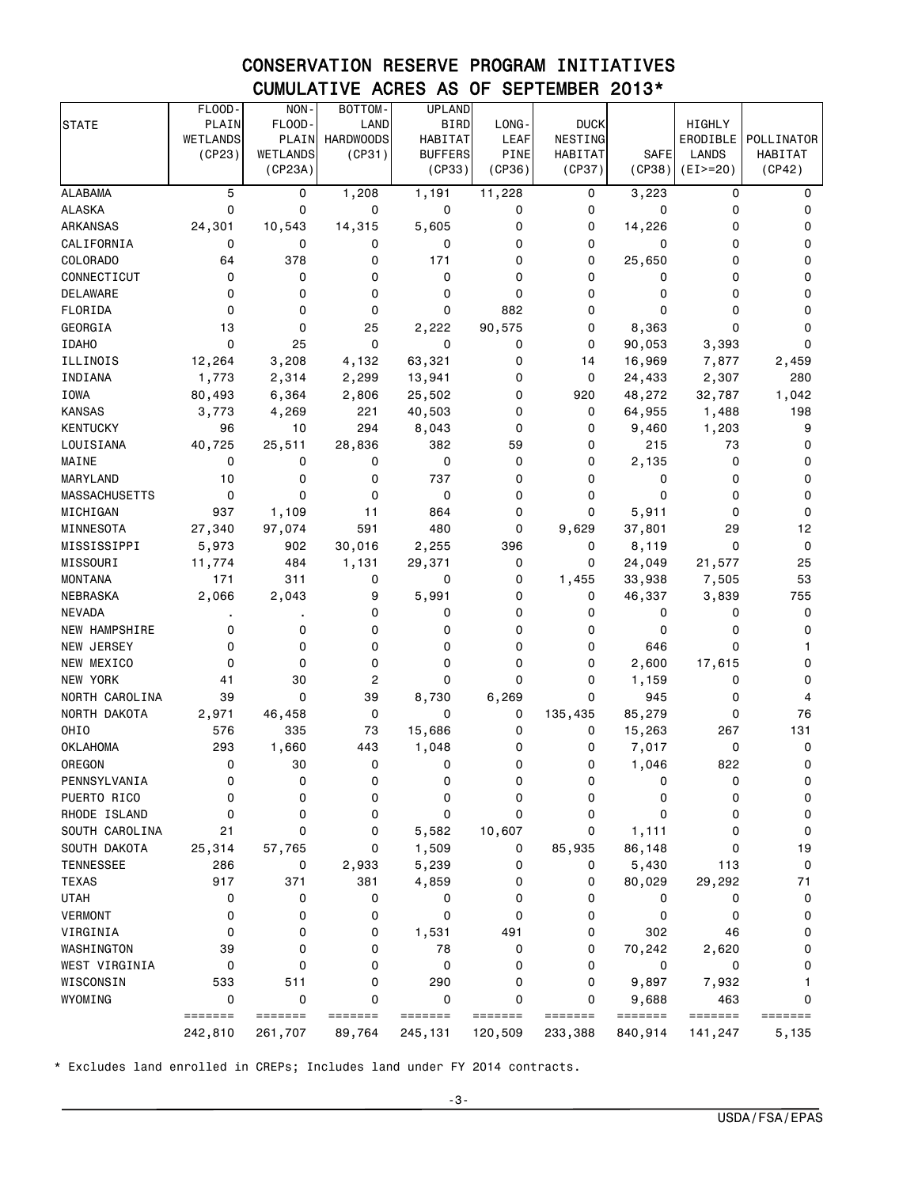# CONSERVATION RESERVE PROGRAM INITIATIVES

## CUMULATIVE ACRES AS OF SEPTEMBER 2013*

| STATE | FLOOD-PLAIN WETLANDS (CP23) | NON-FLOOD-PLAIN WETLANDS (CP23A) | BOTTOM-LAND HARDWOODS (CP31) | UPLAND BIRD HABITAT BUFFERS (CP33) | LONG-LEAF PINE (CP36) | DUCK NESTING HABITAT (CP37) | SAFE (CP38) | HIGHLY ERODIBLE LANDS (EI>=20) | POLLINATOR HABITAT (CP42) |
|---|---|---|---|---|---|---|---|---|---|
| ALABAMA | 5 | 0 | 1,208 | 1,191 | 11,228 | 0 | 3,223 | 0 | 0 |
| ALASKA | 0 | 0 | 0 | 0 | 0 | 0 | 0 | 0 | 0 |
| ARKANSAS | 24,301 | 10,543 | 14,315 | 5,605 | 0 | 0 | 14,226 | 0 | 0 |
| CALIFORNIA | 0 | 0 | 0 | 0 | 0 | 0 | 0 | 0 | 0 |
| COLORADO | 64 | 378 | 0 | 171 | 0 | 0 | 25,650 | 0 | 0 |
| CONNECTICUT | 0 | 0 | 0 | 0 | 0 | 0 | 0 | 0 | 0 |
| DELAWARE | 0 | 0 | 0 | 0 | 0 | 0 | 0 | 0 | 0 |
| FLORIDA | 0 | 0 | 0 | 0 | 882 | 0 | 0 | 0 | 0 |
| GEORGIA | 13 | 0 | 25 | 2,222 | 90,575 | 0 | 8,363 | 0 | 0 |
| IDAHO | 0 | 25 | 0 | 0 | 0 | 0 | 90,053 | 3,393 | 0 |
| ILLINOIS | 12,264 | 3,208 | 4,132 | 63,321 | 0 | 14 | 16,969 | 7,877 | 2,459 |
| INDIANA | 1,773 | 2,314 | 2,299 | 13,941 | 0 | 0 | 24,433 | 2,307 | 280 |
| IOWA | 80,493 | 6,364 | 2,806 | 25,502 | 0 | 920 | 48,272 | 32,787 | 1,042 |
| KANSAS | 3,773 | 4,269 | 221 | 40,503 | 0 | 0 | 64,955 | 1,488 | 198 |
| KENTUCKY | 96 | 10 | 294 | 8,043 | 0 | 0 | 9,460 | 1,203 | 9 |
| LOUISIANA | 40,725 | 25,511 | 28,836 | 382 | 59 | 0 | 215 | 73 | 0 |
| MAINE | 0 | 0 | 0 | 0 | 0 | 0 | 2,135 | 0 | 0 |
| MARYLAND | 10 | 0 | 0 | 737 | 0 | 0 | 0 | 0 | 0 |
| MASSACHUSETTS | 0 | 0 | 0 | 0 | 0 | 0 | 0 | 0 | 0 |
| MICHIGAN | 937 | 1,109 | 11 | 864 | 0 | 0 | 5,911 | 0 | 0 |
| MINNESOTA | 27,340 | 97,074 | 591 | 480 | 0 | 9,629 | 37,801 | 29 | 12 |
| MISSISSIPPI | 5,973 | 902 | 30,016 | 2,255 | 396 | 0 | 8,119 | 0 | 0 |
| MISSOURI | 11,774 | 484 | 1,131 | 29,371 | 0 | 0 | 24,049 | 21,577 | 25 |
| MONTANA | 171 | 311 | 0 | 0 | 0 | 1,455 | 33,938 | 7,505 | 53 |
| NEBRASKA | 2,066 | 2,043 | 9 | 5,991 | 0 | 0 | 46,337 | 3,839 | 755 |
| NEVADA | . | . | 0 | 0 | 0 | 0 | 0 | 0 | 0 |
| NEW HAMPSHIRE | 0 | 0 | 0 | 0 | 0 | 0 | 0 | 0 | 0 |
| NEW JERSEY | 0 | 0 | 0 | 0 | 0 | 0 | 646 | 0 | 1 |
| NEW MEXICO | 0 | 0 | 0 | 0 | 0 | 0 | 2,600 | 17,615 | 0 |
| NEW YORK | 41 | 30 | 2 | 0 | 0 | 0 | 1,159 | 0 | 0 |
| NORTH CAROLINA | 39 | 0 | 39 | 8,730 | 6,269 | 0 | 945 | 0 | 4 |
| NORTH DAKOTA | 2,971 | 46,458 | 0 | 0 | 0 | 135,435 | 85,279 | 0 | 76 |
| OHIO | 576 | 335 | 73 | 15,686 | 0 | 0 | 15,263 | 267 | 131 |
| OKLAHOMA | 293 | 1,660 | 443 | 1,048 | 0 | 0 | 7,017 | 0 | 0 |
| OREGON | 0 | 30 | 0 | 0 | 0 | 0 | 1,046 | 822 | 0 |
| PENNSYLVANIA | 0 | 0 | 0 | 0 | 0 | 0 | 0 | 0 | 0 |
| PUERTO RICO | 0 | 0 | 0 | 0 | 0 | 0 | 0 | 0 | 0 |
| RHODE ISLAND | 0 | 0 | 0 | 0 | 0 | 0 | 0 | 0 | 0 |
| SOUTH CAROLINA | 21 | 0 | 0 | 5,582 | 10,607 | 0 | 1,111 | 0 | 0 |
| SOUTH DAKOTA | 25,314 | 57,765 | 0 | 1,509 | 0 | 85,935 | 86,148 | 0 | 19 |
| TENNESSEE | 286 | 0 | 2,933 | 5,239 | 0 | 0 | 5,430 | 113 | 0 |
| TEXAS | 917 | 371 | 381 | 4,859 | 0 | 0 | 80,029 | 29,292 | 71 |
| UTAH | 0 | 0 | 0 | 0 | 0 | 0 | 0 | 0 | 0 |
| VERMONT | 0 | 0 | 0 | 0 | 0 | 0 | 0 | 0 | 0 |
| VIRGINIA | 0 | 0 | 0 | 1,531 | 491 | 0 | 302 | 46 | 0 |
| WASHINGTON | 39 | 0 | 0 | 78 | 0 | 0 | 70,242 | 2,620 | 0 |
| WEST VIRGINIA | 0 | 0 | 0 | 0 | 0 | 0 | 0 | 0 | 0 |
| WISCONSIN | 533 | 511 | 0 | 290 | 0 | 0 | 9,897 | 7,932 | 1 |
| WYOMING | 0 | 0 | 0 | 0 | 0 | 0 | 9,688 | 463 | 0 |
| | 242,810 | 261,707 | 89,764 | 245,131 | 120,509 | 233,388 | 840,914 | 141,247 | 5,135 |

* Excludes land enrolled in CREPs; Includes land under FY 2014 contracts.

USDA/FSA/EPAS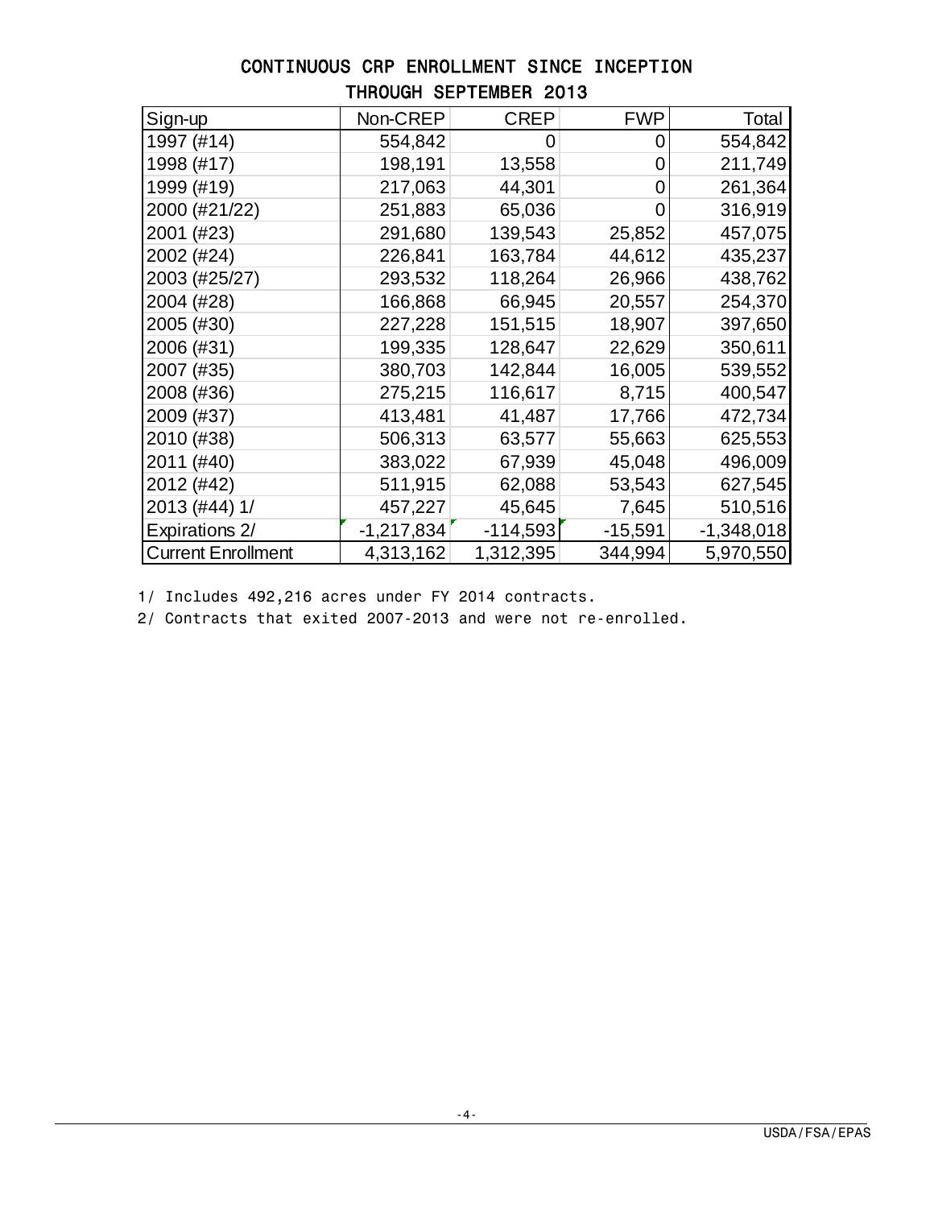# CONTINUOUS CRP ENROLLMENT SINCE INCEPTION THROUGH SEPTEMBER 2013

| Sign-up | Non-CREP | CREP | FWP | Total |
|---|---|---|---|---|
| 1997 (#14) | 554,842 | 0 | 0 | 554,842 |
| 1998 (#17) | 198,191 | 13,558 | 0 | 211,749 |
| 1999 (#19) | 217,063 | 44,301 | 0 | 261,364 |
| 2000 (#21/22) | 251,883 | 65,036 | 0 | 316,919 |
| 2001 (#23) | 291,680 | 139,543 | 25,852 | 457,075 |
| 2002 (#24) | 226,841 | 163,784 | 44,612 | 435,237 |
| 2003 (#25/27) | 293,532 | 118,264 | 26,966 | 438,762 |
| 2004 (#28) | 166,868 | 66,945 | 20,557 | 254,370 |
| 2005 (#30) | 227,228 | 151,515 | 18,907 | 397,650 |
| 2006 (#31) | 199,335 | 128,647 | 22,629 | 350,611 |
| 2007 (#35) | 380,703 | 142,844 | 16,005 | 539,552 |
| 2008 (#36) | 275,215 | 116,617 | 8,715 | 400,547 |
| 2009 (#37) | 413,481 | 41,487 | 17,766 | 472,734 |
| 2010 (#38) | 506,313 | 63,577 | 55,663 | 625,553 |
| 2011 (#40) | 383,022 | 67,939 | 45,048 | 496,009 |
| 2012 (#42) | 511,915 | 62,088 | 53,543 | 627,545 |
| 2013 (#44) 1/ | 457,227 | 45,645 | 7,645 | 510,516 |
| Expirations 2/ | -1,217,834 | -114,593 | -15,591 | -1,348,018 |
| Current Enrollment | 4,313,162 | 1,312,395 | 344,994 | 5,970,550 |

1/ Includes 492,216 acres under FY 2014 contracts.

2/ Contracts that exited 2007-2013 and were not re-enrolled.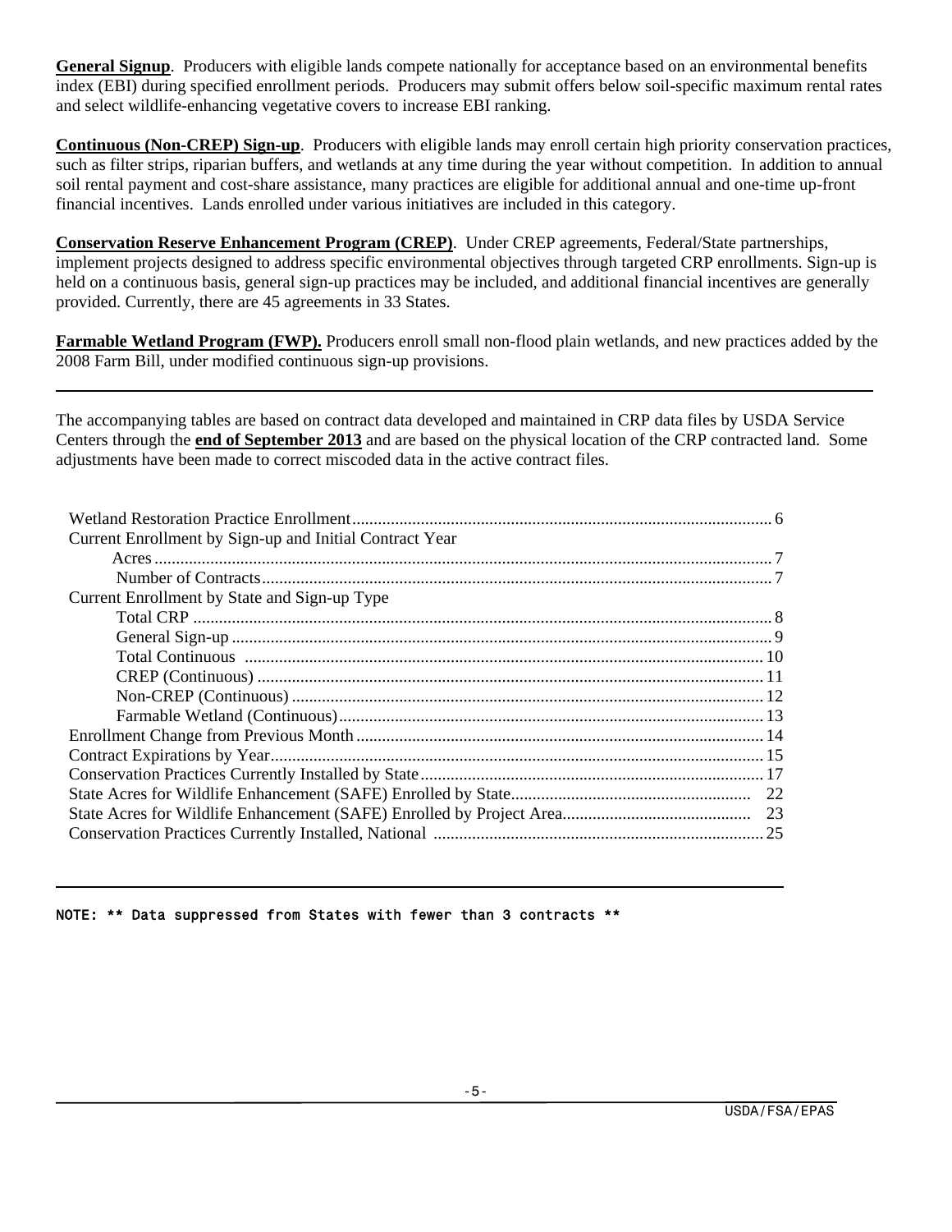**General Signup**. Producers with eligible lands compete nationally for acceptance based on an environmental benefits index (EBI) during specified enrollment periods. Producers may submit offers below soil-specific maximum rental rates and select wildlife-enhancing vegetative covers to increase EBI ranking.

**Continuous (Non-CREP) Sign-up**. Producers with eligible lands may enroll certain high priority conservation practices, such as filter strips, riparian buffers, and wetlands at any time during the year without competition. In addition to annual soil rental payment and cost-share assistance, many practices are eligible for additional annual and one-time up-front financial incentives. Lands enrolled under various initiatives are included in this category.

**Conservation Reserve Enhancement Program (CREP)**. Under CREP agreements, Federal/State partnerships, implement projects designed to address specific environmental objectives through targeted CRP enrollments. Sign-up is held on a continuous basis, general sign-up practices may be included, and additional financial incentives are generally provided. Currently, there are 45 agreements in 33 States.

**Farmable Wetland Program (FWP).** Producers enroll small non-flood plain wetlands, and new practices added by the 2008 Farm Bill, under modified continuous sign-up provisions.

---

The accompanying tables are based on contract data developed and maintained in CRP data files by USDA Service Centers through the **end of September 2013** and are based on the physical location of the CRP contracted land. Some adjustments have been made to correct miscoded data in the active contract files.

- Wetland Restoration Practice Enrollment ..... 6
- Current Enrollment by Sign-up and Initial Contract Year
  - Acres ..... 7
  - Number of Contracts ..... 7
- Current Enrollment by State and Sign-up Type
  - Total CRP ..... 8
  - General Sign-up ..... 9
  - Total Continuous ..... 10
  - CREP (Continuous) ..... 11
  - Non-CREP (Continuous) ..... 12
  - Farmable Wetland (Continuous) ..... 13
- Enrollment Change from Previous Month ..... 14
- Contract Expirations by Year ..... 15
- Conservation Practices Currently Installed by State ..... 17
- State Acres for Wildlife Enhancement (SAFE) Enrolled by State ..... 22
- State Acres for Wildlife Enhancement (SAFE) Enrolled by Project Area ..... 23
- Conservation Practices Currently Installed, National ..... 25

---

NOTE: ** Data suppressed from States with fewer than 3 contracts **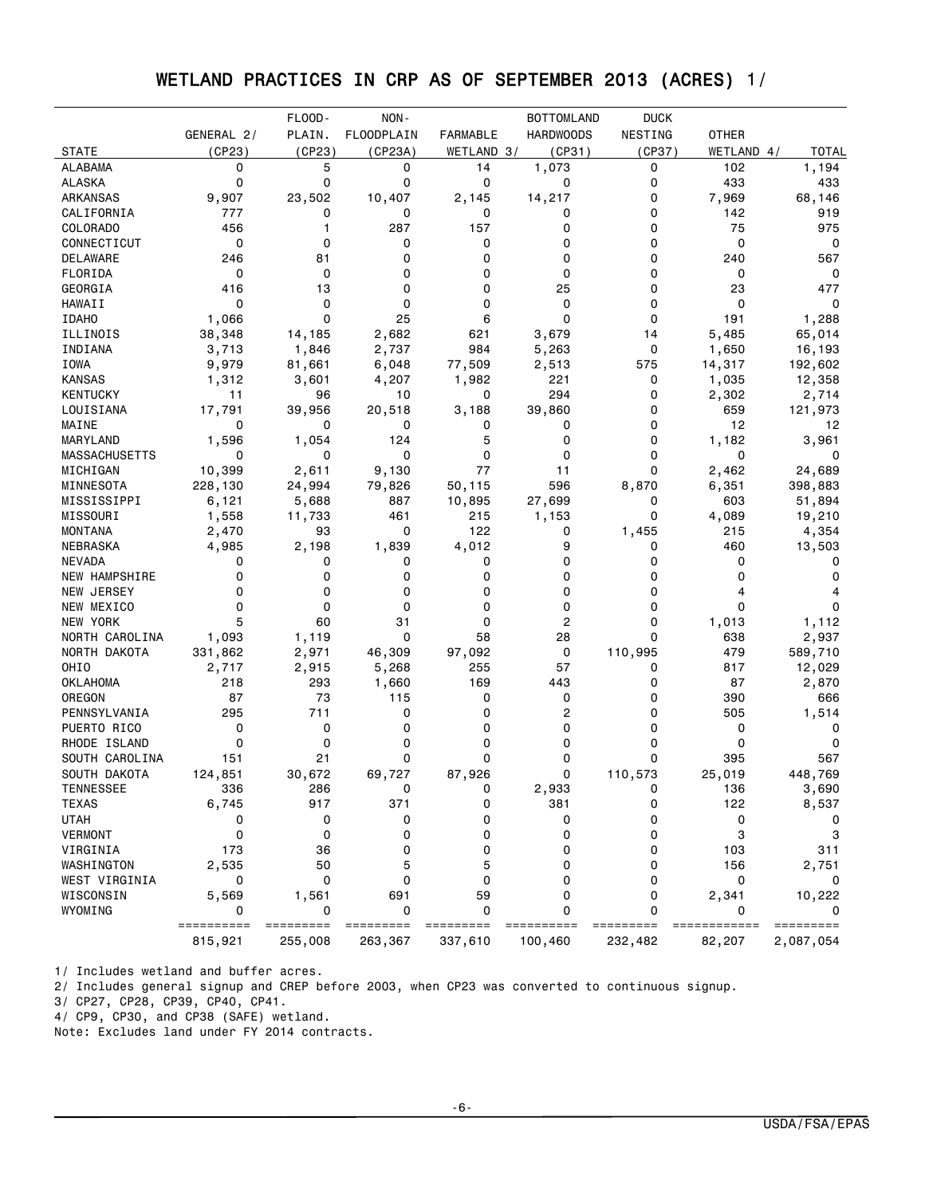# WETLAND PRACTICES IN CRP AS OF SEPTEMBER 2013 (ACRES) 1/

| STATE | GENERAL 2/ (CP23) | FLOOD-PLAIN. (CP23) | NON-FLOODPLAIN (CP23A) | FARMABLE WETLAND 3/ | BOTTOMLAND HARDWOODS (CP31) | DUCK NESTING (CP37) | OTHER WETLAND 4/ | TOTAL |
|---|---|---|---|---|---|---|---|---|
| ALABAMA | 0 | 5 | 0 | 14 | 1,073 | 0 | 102 | 1,194 |
| ALASKA | 0 | 0 | 0 | 0 | 0 | 0 | 433 | 433 |
| ARKANSAS | 9,907 | 23,502 | 10,407 | 2,145 | 14,217 | 0 | 7,969 | 68,146 |
| CALIFORNIA | 777 | 0 | 0 | 0 | 0 | 0 | 142 | 919 |
| COLORADO | 456 | 1 | 287 | 157 | 0 | 0 | 75 | 975 |
| CONNECTICUT | 0 | 0 | 0 | 0 | 0 | 0 | 0 | 0 |
| DELAWARE | 246 | 81 | 0 | 0 | 0 | 0 | 240 | 567 |
| FLORIDA | 0 | 0 | 0 | 0 | 0 | 0 | 0 | 0 |
| GEORGIA | 416 | 13 | 0 | 0 | 25 | 0 | 23 | 477 |
| HAWAII | 0 | 0 | 0 | 0 | 0 | 0 | 0 | 0 |
| IDAHO | 1,066 | 0 | 25 | 6 | 0 | 0 | 191 | 1,288 |
| ILLINOIS | 38,348 | 14,185 | 2,682 | 621 | 3,679 | 14 | 5,485 | 65,014 |
| INDIANA | 3,713 | 1,846 | 2,737 | 984 | 5,263 | 0 | 1,650 | 16,193 |
| IOWA | 9,979 | 81,661 | 6,048 | 77,509 | 2,513 | 575 | 14,317 | 192,602 |
| KANSAS | 1,312 | 3,601 | 4,207 | 1,982 | 221 | 0 | 1,035 | 12,358 |
| KENTUCKY | 11 | 96 | 10 | 0 | 294 | 0 | 2,302 | 2,714 |
| LOUISIANA | 17,791 | 39,956 | 20,518 | 3,188 | 39,860 | 0 | 659 | 121,973 |
| MAINE | 0 | 0 | 0 | 0 | 0 | 0 | 12 | 12 |
| MARYLAND | 1,596 | 1,054 | 124 | 5 | 0 | 0 | 1,182 | 3,961 |
| MASSACHUSETTS | 0 | 0 | 0 | 0 | 0 | 0 | 0 | 0 |
| MICHIGAN | 10,399 | 2,611 | 9,130 | 77 | 11 | 0 | 2,462 | 24,689 |
| MINNESOTA | 228,130 | 24,994 | 79,826 | 50,115 | 596 | 8,870 | 6,351 | 398,883 |
| MISSISSIPPI | 6,121 | 5,688 | 887 | 10,895 | 27,699 | 0 | 603 | 51,894 |
| MISSOURI | 1,558 | 11,733 | 461 | 215 | 1,153 | 0 | 4,089 | 19,210 |
| MONTANA | 2,470 | 93 | 0 | 122 | 0 | 1,455 | 215 | 4,354 |
| NEBRASKA | 4,985 | 2,198 | 1,839 | 4,012 | 9 | 0 | 460 | 13,503 |
| NEVADA | 0 | 0 | 0 | 0 | 0 | 0 | 0 | 0 |
| NEW HAMPSHIRE | 0 | 0 | 0 | 0 | 0 | 0 | 0 | 0 |
| NEW JERSEY | 0 | 0 | 0 | 0 | 0 | 0 | 4 | 4 |
| NEW MEXICO | 0 | 0 | 0 | 0 | 0 | 0 | 0 | 0 |
| NEW YORK | 5 | 60 | 31 | 0 | 2 | 0 | 1,013 | 1,112 |
| NORTH CAROLINA | 1,093 | 1,119 | 0 | 58 | 28 | 0 | 638 | 2,937 |
| NORTH DAKOTA | 331,862 | 2,971 | 46,309 | 97,092 | 0 | 110,995 | 479 | 589,710 |
| OHIO | 2,717 | 2,915 | 5,268 | 255 | 57 | 0 | 817 | 12,029 |
| OKLAHOMA | 218 | 293 | 1,660 | 169 | 443 | 0 | 87 | 2,870 |
| OREGON | 87 | 73 | 115 | 0 | 0 | 0 | 390 | 666 |
| PENNSYLVANIA | 295 | 711 | 0 | 0 | 2 | 0 | 505 | 1,514 |
| PUERTO RICO | 0 | 0 | 0 | 0 | 0 | 0 | 0 | 0 |
| RHODE ISLAND | 0 | 0 | 0 | 0 | 0 | 0 | 0 | 0 |
| SOUTH CAROLINA | 151 | 21 | 0 | 0 | 0 | 0 | 395 | 567 |
| SOUTH DAKOTA | 124,851 | 30,672 | 69,727 | 87,926 | 0 | 110,573 | 25,019 | 448,769 |
| TENNESSEE | 336 | 286 | 0 | 0 | 2,933 | 0 | 136 | 3,690 |
| TEXAS | 6,745 | 917 | 371 | 0 | 381 | 0 | 122 | 8,537 |
| UTAH | 0 | 0 | 0 | 0 | 0 | 0 | 0 | 0 |
| VERMONT | 0 | 0 | 0 | 0 | 0 | 0 | 3 | 3 |
| VIRGINIA | 173 | 36 | 0 | 0 | 0 | 0 | 103 | 311 |
| WASHINGTON | 2,535 | 50 | 5 | 5 | 0 | 0 | 156 | 2,751 |
| WEST VIRGINIA | 0 | 0 | 0 | 0 | 0 | 0 | 0 | 0 |
| WISCONSIN | 5,569 | 1,561 | 691 | 59 | 0 | 0 | 2,341 | 10,222 |
| WYOMING | 0 | 0 | 0 | 0 | 0 | 0 | 0 | 0 |
| | 815,921 | 255,008 | 263,367 | 337,610 | 100,460 | 232,482 | 82,207 | 2,087,054 |

1/ Includes wetland and buffer acres.
2/ Includes general signup and CREP before 2003, when CP23 was converted to continuous signup.
3/ CP27, CP28, CP39, CP40, CP41.
4/ CP9, CP30, and CP38 (SAFE) wetland.
Note: Excludes land under FY 2014 contracts.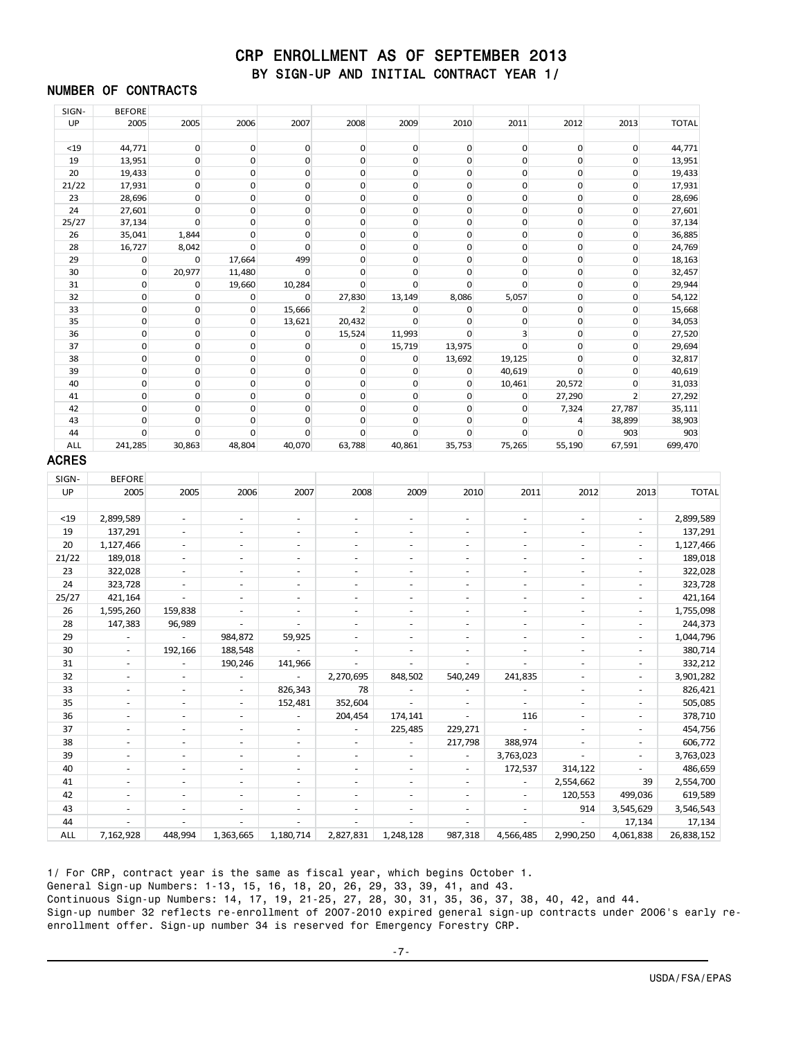# CRP ENROLLMENT AS OF SEPTEMBER 2013

## BY SIGN-UP AND INITIAL CONTRACT YEAR 1/

### NUMBER OF CONTRACTS

| SIGN-UP | BEFORE 2005 | 2005 | 2006 | 2007 | 2008 | 2009 | 2010 | 2011 | 2012 | 2013 | TOTAL |
|---|---|---|---|---|---|---|---|---|---|---|---|
| <19 | 44,771 | 0 | 0 | 0 | 0 | 0 | 0 | 0 | 0 | 0 | 44,771 |
| 19 | 13,951 | 0 | 0 | 0 | 0 | 0 | 0 | 0 | 0 | 0 | 13,951 |
| 20 | 19,433 | 0 | 0 | 0 | 0 | 0 | 0 | 0 | 0 | 0 | 19,433 |
| 21/22 | 17,931 | 0 | 0 | 0 | 0 | 0 | 0 | 0 | 0 | 0 | 17,931 |
| 23 | 28,696 | 0 | 0 | 0 | 0 | 0 | 0 | 0 | 0 | 0 | 28,696 |
| 24 | 27,601 | 0 | 0 | 0 | 0 | 0 | 0 | 0 | 0 | 0 | 27,601 |
| 25/27 | 37,134 | 0 | 0 | 0 | 0 | 0 | 0 | 0 | 0 | 0 | 37,134 |
| 26 | 35,041 | 1,844 | 0 | 0 | 0 | 0 | 0 | 0 | 0 | 0 | 36,885 |
| 28 | 16,727 | 8,042 | 0 | 0 | 0 | 0 | 0 | 0 | 0 | 0 | 24,769 |
| 29 | 0 | 0 | 17,664 | 499 | 0 | 0 | 0 | 0 | 0 | 0 | 18,163 |
| 30 | 0 | 20,977 | 11,480 | 0 | 0 | 0 | 0 | 0 | 0 | 0 | 32,457 |
| 31 | 0 | 0 | 19,660 | 10,284 | 0 | 0 | 0 | 0 | 0 | 0 | 29,944 |
| 32 | 0 | 0 | 0 | 0 | 27,830 | 13,149 | 8,086 | 5,057 | 0 | 0 | 54,122 |
| 33 | 0 | 0 | 0 | 15,666 | 2 | 0 | 0 | 0 | 0 | 0 | 15,668 |
| 35 | 0 | 0 | 0 | 13,621 | 20,432 | 0 | 0 | 0 | 0 | 0 | 34,053 |
| 36 | 0 | 0 | 0 | 0 | 15,524 | 11,993 | 0 | 3 | 0 | 0 | 27,520 |
| 37 | 0 | 0 | 0 | 0 | 0 | 15,719 | 13,975 | 0 | 0 | 0 | 29,694 |
| 38 | 0 | 0 | 0 | 0 | 0 | 0 | 13,692 | 19,125 | 0 | 0 | 32,817 |
| 39 | 0 | 0 | 0 | 0 | 0 | 0 | 0 | 40,619 | 0 | 0 | 40,619 |
| 40 | 0 | 0 | 0 | 0 | 0 | 0 | 0 | 10,461 | 20,572 | 0 | 31,033 |
| 41 | 0 | 0 | 0 | 0 | 0 | 0 | 0 | 0 | 27,290 | 2 | 27,292 |
| 42 | 0 | 0 | 0 | 0 | 0 | 0 | 0 | 0 | 7,324 | 27,787 | 35,111 |
| 43 | 0 | 0 | 0 | 0 | 0 | 0 | 0 | 0 | 4 | 38,899 | 38,903 |
| 44 | 0 | 0 | 0 | 0 | 0 | 0 | 0 | 0 | 0 | 903 | 903 |
| ALL | 241,285 | 30,863 | 48,804 | 40,070 | 63,788 | 40,861 | 35,753 | 75,265 | 55,190 | 67,591 | 699,470 |

### ACRES

| SIGN-UP | BEFORE 2005 | 2005 | 2006 | 2007 | 2008 | 2009 | 2010 | 2011 | 2012 | 2013 | TOTAL |
|---|---|---|---|---|---|---|---|---|---|---|---|
| <19 | 2,899,589 | - | - | - | - | - | - | - | - | - | 2,899,589 |
| 19 | 137,291 | - | - | - | - | - | - | - | - | - | 137,291 |
| 20 | 1,127,466 | - | - | - | - | - | - | - | - | - | 1,127,466 |
| 21/22 | 189,018 | - | - | - | - | - | - | - | - | - | 189,018 |
| 23 | 322,028 | - | - | - | - | - | - | - | - | - | 322,028 |
| 24 | 323,728 | - | - | - | - | - | - | - | - | - | 323,728 |
| 25/27 | 421,164 | - | - | - | - | - | - | - | - | - | 421,164 |
| 26 | 1,595,260 | 159,838 | - | - | - | - | - | - | - | - | 1,755,098 |
| 28 | 147,383 | 96,989 | - | - | - | - | - | - | - | - | 244,373 |
| 29 | - | - | 984,872 | 59,925 | - | - | - | - | - | - | 1,044,796 |
| 30 | - | 192,166 | 188,548 | - | - | - | - | - | - | - | 380,714 |
| 31 | - | - | 190,246 | 141,966 | - | - | - | - | - | - | 332,212 |
| 32 | - | - | - | - | 2,270,695 | 848,502 | 540,249 | 241,835 | - | - | 3,901,282 |
| 33 | - | - | - | 826,343 | 78 | - | - | - | - | - | 826,421 |
| 35 | - | - | - | 152,481 | 352,604 | - | - | - | - | - | 505,085 |
| 36 | - | - | - | - | 204,454 | 174,141 | - | 116 | - | - | 378,710 |
| 37 | - | - | - | - | - | 225,485 | 229,271 | - | - | - | 454,756 |
| 38 | - | - | - | - | - | - | 217,798 | 388,974 | - | - | 606,772 |
| 39 | - | - | - | - | - | - | - | 3,763,023 | - | - | 3,763,023 |
| 40 | - | - | - | - | - | - | - | 172,537 | 314,122 | - | 486,659 |
| 41 | - | - | - | - | - | - | - | - | 2,554,662 | 39 | 2,554,700 |
| 42 | - | - | - | - | - | - | - | - | 120,553 | 499,036 | 619,589 |
| 43 | - | - | - | - | - | - | - | - | 914 | 3,545,629 | 3,546,543 |
| 44 | - | - | - | - | - | - | - | - | - | 17,134 | 17,134 |
| ALL | 7,162,928 | 448,994 | 1,363,665 | 1,180,714 | 2,827,831 | 1,248,128 | 987,318 | 4,566,485 | 2,990,250 | 4,061,838 | 26,838,152 |

1/ For CRP, contract year is the same as fiscal year, which begins October 1.
General Sign-up Numbers: 1-13, 15, 16, 18, 20, 26, 29, 33, 39, 41, and 43.
Continuous Sign-up Numbers: 14, 17, 19, 21-25, 27, 28, 30, 31, 35, 36, 37, 38, 40, 42, and 44.
Sign-up number 32 reflects re-enrollment of 2007-2010 expired general sign-up contracts under 2006's early re-enrollment offer. Sign-up number 34 is reserved for Emergency Forestry CRP.

USDA/FSA/EPAS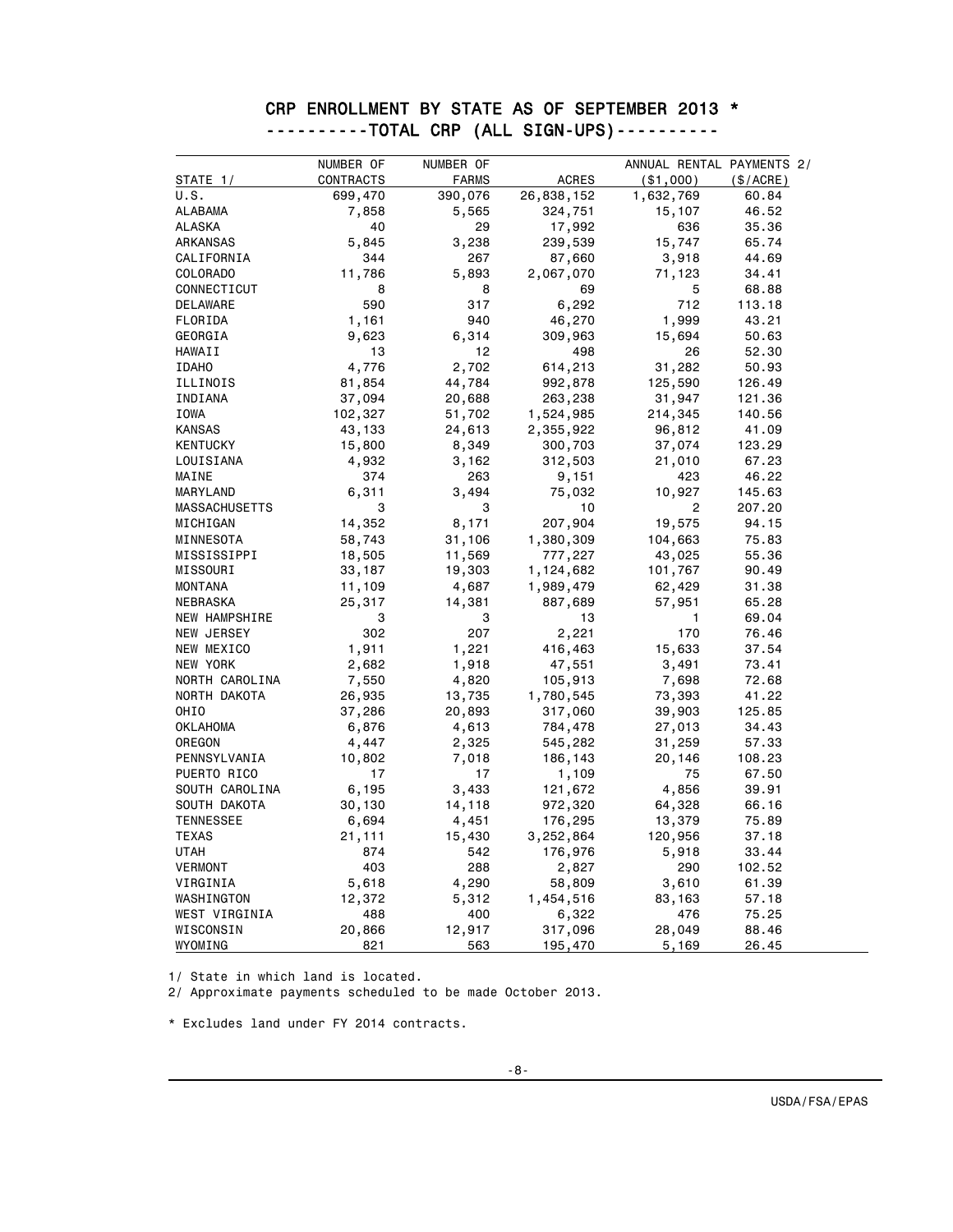## CRP ENROLLMENT BY STATE AS OF SEPTEMBER 2013 *

### ----------TOTAL CRP (ALL SIGN-UPS)----------

| STATE 1/ | NUMBER OF CONTRACTS | NUMBER OF FARMS | ACRES | ANNUAL RENTAL PAYMENTS 2/ ($1,000) | ($/ACRE) |
|---|---|---|---|---|---|
| U.S. | 699,470 | 390,076 | 26,838,152 | 1,632,769 | 60.84 |
| ALABAMA | 7,858 | 5,565 | 324,751 | 15,107 | 46.52 |
| ALASKA | 40 | 29 | 17,992 | 636 | 35.36 |
| ARKANSAS | 5,845 | 3,238 | 239,539 | 15,747 | 65.74 |
| CALIFORNIA | 344 | 267 | 87,660 | 3,918 | 44.69 |
| COLORADO | 11,786 | 5,893 | 2,067,070 | 71,123 | 34.41 |
| CONNECTICUT | 8 | 8 | 69 | 5 | 68.88 |
| DELAWARE | 590 | 317 | 6,292 | 712 | 113.18 |
| FLORIDA | 1,161 | 940 | 46,270 | 1,999 | 43.21 |
| GEORGIA | 9,623 | 6,314 | 309,963 | 15,694 | 50.63 |
| HAWAII | 13 | 12 | 498 | 26 | 52.30 |
| IDAHO | 4,776 | 2,702 | 614,213 | 31,282 | 50.93 |
| ILLINOIS | 81,854 | 44,784 | 992,878 | 125,590 | 126.49 |
| INDIANA | 37,094 | 20,688 | 263,238 | 31,947 | 121.36 |
| IOWA | 102,327 | 51,702 | 1,524,985 | 214,345 | 140.56 |
| KANSAS | 43,133 | 24,613 | 2,355,922 | 96,812 | 41.09 |
| KENTUCKY | 15,800 | 8,349 | 300,703 | 37,074 | 123.29 |
| LOUISIANA | 4,932 | 3,162 | 312,503 | 21,010 | 67.23 |
| MAINE | 374 | 263 | 9,151 | 423 | 46.22 |
| MARYLAND | 6,311 | 3,494 | 75,032 | 10,927 | 145.63 |
| MASSACHUSETTS | 3 | 3 | 10 | 2 | 207.20 |
| MICHIGAN | 14,352 | 8,171 | 207,904 | 19,575 | 94.15 |
| MINNESOTA | 58,743 | 31,106 | 1,380,309 | 104,663 | 75.83 |
| MISSISSIPPI | 18,505 | 11,569 | 777,227 | 43,025 | 55.36 |
| MISSOURI | 33,187 | 19,303 | 1,124,682 | 101,767 | 90.49 |
| MONTANA | 11,109 | 4,687 | 1,989,479 | 62,429 | 31.38 |
| NEBRASKA | 25,317 | 14,381 | 887,689 | 57,951 | 65.28 |
| NEW HAMPSHIRE | 3 | 3 | 13 | 1 | 69.04 |
| NEW JERSEY | 302 | 207 | 2,221 | 170 | 76.46 |
| NEW MEXICO | 1,911 | 1,221 | 416,463 | 15,633 | 37.54 |
| NEW YORK | 2,682 | 1,918 | 47,551 | 3,491 | 73.41 |
| NORTH CAROLINA | 7,550 | 4,820 | 105,913 | 7,698 | 72.68 |
| NORTH DAKOTA | 26,935 | 13,735 | 1,780,545 | 73,393 | 41.22 |
| OHIO | 37,286 | 20,893 | 317,060 | 39,903 | 125.85 |
| OKLAHOMA | 6,876 | 4,613 | 784,478 | 27,013 | 34.43 |
| OREGON | 4,447 | 2,325 | 545,282 | 31,259 | 57.33 |
| PENNSYLVANIA | 10,802 | 7,018 | 186,143 | 20,146 | 108.23 |
| PUERTO RICO | 17 | 17 | 1,109 | 75 | 67.50 |
| SOUTH CAROLINA | 6,195 | 3,433 | 121,672 | 4,856 | 39.91 |
| SOUTH DAKOTA | 30,130 | 14,118 | 972,320 | 64,328 | 66.16 |
| TENNESSEE | 6,694 | 4,451 | 176,295 | 13,379 | 75.89 |
| TEXAS | 21,111 | 15,430 | 3,252,864 | 120,956 | 37.18 |
| UTAH | 874 | 542 | 176,976 | 5,918 | 33.44 |
| VERMONT | 403 | 288 | 2,827 | 290 | 102.52 |
| VIRGINIA | 5,618 | 4,290 | 58,809 | 3,610 | 61.39 |
| WASHINGTON | 12,372 | 5,312 | 1,454,516 | 83,163 | 57.18 |
| WEST VIRGINIA | 488 | 400 | 6,322 | 476 | 75.25 |
| WISCONSIN | 20,866 | 12,917 | 317,096 | 28,049 | 88.46 |
| WYOMING | 821 | 563 | 195,470 | 5,169 | 26.45 |

1/ State in which land is located.

2/ Approximate payments scheduled to be made October 2013.

* Excludes land under FY 2014 contracts.

USDA/FSA/EPAS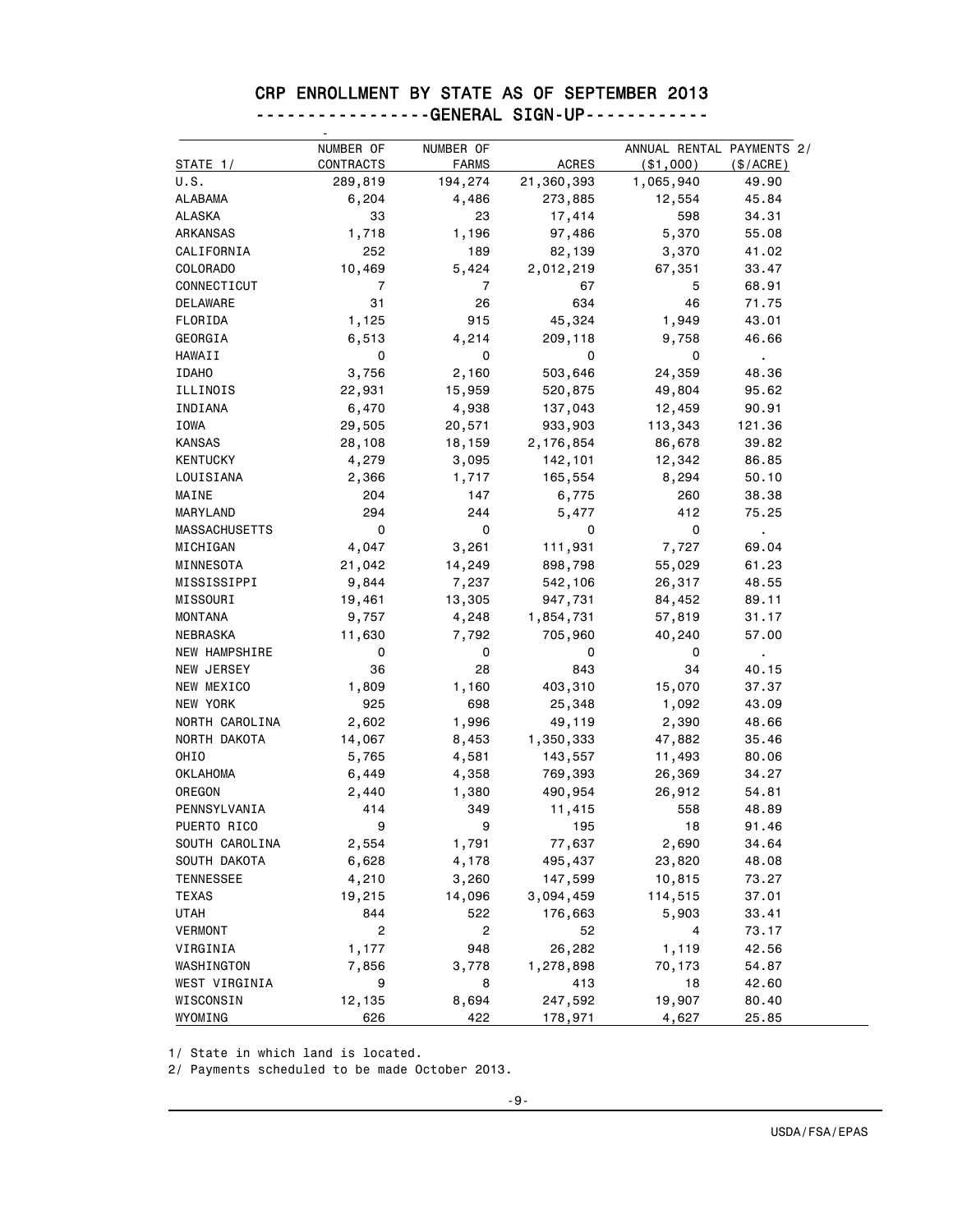# CRP ENROLLMENT BY STATE AS OF SEPTEMBER 2013

## -----------------GENERAL SIGN-UP------------

| STATE 1/ | NUMBER OF CONTRACTS | NUMBER OF FARMS | ACRES | ANNUAL RENTAL PAYMENTS 2/ ($1,000) | ($/ACRE) |
|---|---|---|---|---|---|
| U.S. | 289,819 | 194,274 | 21,360,393 | 1,065,940 | 49.90 |
| ALABAMA | 6,204 | 4,486 | 273,885 | 12,554 | 45.84 |
| ALASKA | 33 | 23 | 17,414 | 598 | 34.31 |
| ARKANSAS | 1,718 | 1,196 | 97,486 | 5,370 | 55.08 |
| CALIFORNIA | 252 | 189 | 82,139 | 3,370 | 41.02 |
| COLORADO | 10,469 | 5,424 | 2,012,219 | 67,351 | 33.47 |
| CONNECTICUT | 7 | 7 | 67 | 5 | 68.91 |
| DELAWARE | 31 | 26 | 634 | 46 | 71.75 |
| FLORIDA | 1,125 | 915 | 45,324 | 1,949 | 43.01 |
| GEORGIA | 6,513 | 4,214 | 209,118 | 9,758 | 46.66 |
| HAWAII | 0 | 0 | 0 | 0 | . |
| IDAHO | 3,756 | 2,160 | 503,646 | 24,359 | 48.36 |
| ILLINOIS | 22,931 | 15,959 | 520,875 | 49,804 | 95.62 |
| INDIANA | 6,470 | 4,938 | 137,043 | 12,459 | 90.91 |
| IOWA | 29,505 | 20,571 | 933,903 | 113,343 | 121.36 |
| KANSAS | 28,108 | 18,159 | 2,176,854 | 86,678 | 39.82 |
| KENTUCKY | 4,279 | 3,095 | 142,101 | 12,342 | 86.85 |
| LOUISIANA | 2,366 | 1,717 | 165,554 | 8,294 | 50.10 |
| MAINE | 204 | 147 | 6,775 | 260 | 38.38 |
| MARYLAND | 294 | 244 | 5,477 | 412 | 75.25 |
| MASSACHUSETTS | 0 | 0 | 0 | 0 | . |
| MICHIGAN | 4,047 | 3,261 | 111,931 | 7,727 | 69.04 |
| MINNESOTA | 21,042 | 14,249 | 898,798 | 55,029 | 61.23 |
| MISSISSIPPI | 9,844 | 7,237 | 542,106 | 26,317 | 48.55 |
| MISSOURI | 19,461 | 13,305 | 947,731 | 84,452 | 89.11 |
| MONTANA | 9,757 | 4,248 | 1,854,731 | 57,819 | 31.17 |
| NEBRASKA | 11,630 | 7,792 | 705,960 | 40,240 | 57.00 |
| NEW HAMPSHIRE | 0 | 0 | 0 | 0 | . |
| NEW JERSEY | 36 | 28 | 843 | 34 | 40.15 |
| NEW MEXICO | 1,809 | 1,160 | 403,310 | 15,070 | 37.37 |
| NEW YORK | 925 | 698 | 25,348 | 1,092 | 43.09 |
| NORTH CAROLINA | 2,602 | 1,996 | 49,119 | 2,390 | 48.66 |
| NORTH DAKOTA | 14,067 | 8,453 | 1,350,333 | 47,882 | 35.46 |
| OHIO | 5,765 | 4,581 | 143,557 | 11,493 | 80.06 |
| OKLAHOMA | 6,449 | 4,358 | 769,393 | 26,369 | 34.27 |
| OREGON | 2,440 | 1,380 | 490,954 | 26,912 | 54.81 |
| PENNSYLVANIA | 414 | 349 | 11,415 | 558 | 48.89 |
| PUERTO RICO | 9 | 9 | 195 | 18 | 91.46 |
| SOUTH CAROLINA | 2,554 | 1,791 | 77,637 | 2,690 | 34.64 |
| SOUTH DAKOTA | 6,628 | 4,178 | 495,437 | 23,820 | 48.08 |
| TENNESSEE | 4,210 | 3,260 | 147,599 | 10,815 | 73.27 |
| TEXAS | 19,215 | 14,096 | 3,094,459 | 114,515 | 37.01 |
| UTAH | 844 | 522 | 176,663 | 5,903 | 33.41 |
| VERMONT | 2 | 2 | 52 | 4 | 73.17 |
| VIRGINIA | 1,177 | 948 | 26,282 | 1,119 | 42.56 |
| WASHINGTON | 7,856 | 3,778 | 1,278,898 | 70,173 | 54.87 |
| WEST VIRGINIA | 9 | 8 | 413 | 18 | 42.60 |
| WISCONSIN | 12,135 | 8,694 | 247,592 | 19,907 | 80.40 |
| WYOMING | 626 | 422 | 178,971 | 4,627 | 25.85 |

1/ State in which land is located.

2/ Payments scheduled to be made October 2013.

USDA/FSA/EPAS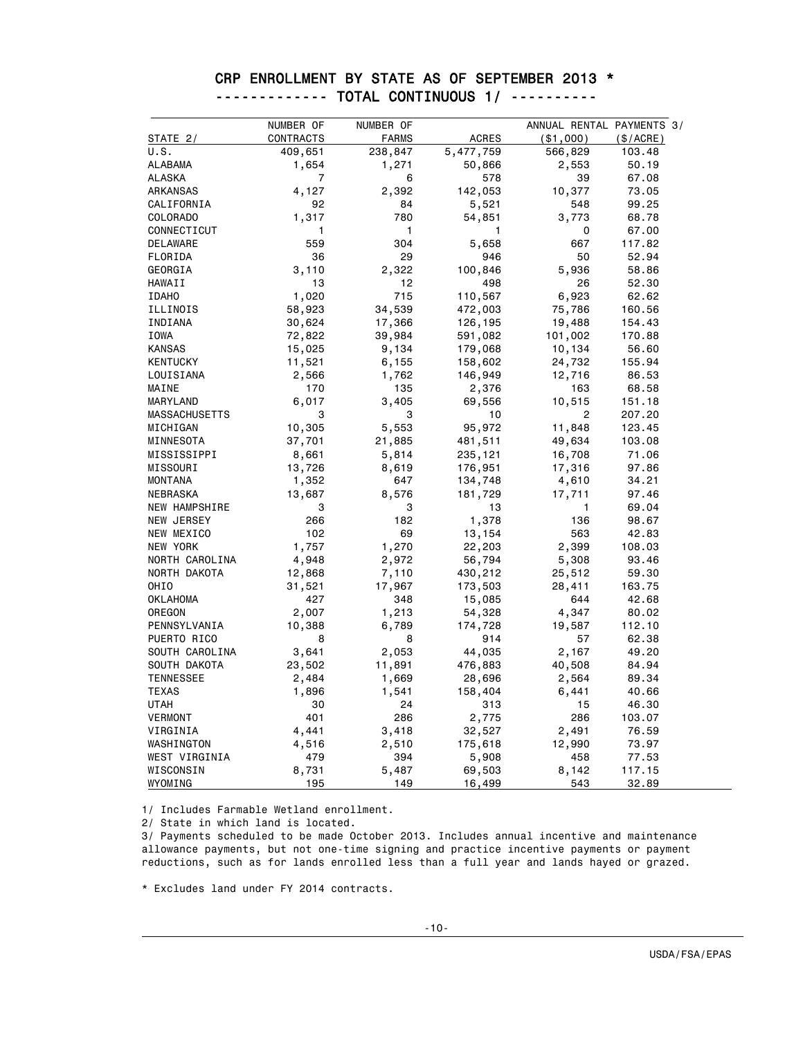# CRP ENROLLMENT BY STATE AS OF SEPTEMBER 2013 *

## ------------- TOTAL CONTINUOUS 1/ ----------

| STATE 2/ | NUMBER OF CONTRACTS | NUMBER OF FARMS | ACRES | ANNUAL RENTAL PAYMENTS 3/ ($1,000) | ($/ACRE) |
|---|---|---|---|---|---|
| U.S. | 409,651 | 238,847 | 5,477,759 | 566,829 | 103.48 |
| ALABAMA | 1,654 | 1,271 | 50,866 | 2,553 | 50.19 |
| ALASKA | 7 | 6 | 578 | 39 | 67.08 |
| ARKANSAS | 4,127 | 2,392 | 142,053 | 10,377 | 73.05 |
| CALIFORNIA | 92 | 84 | 5,521 | 548 | 99.25 |
| COLORADO | 1,317 | 780 | 54,851 | 3,773 | 68.78 |
| CONNECTICUT | 1 | 1 | 1 | 0 | 67.00 |
| DELAWARE | 559 | 304 | 5,658 | 667 | 117.82 |
| FLORIDA | 36 | 29 | 946 | 50 | 52.94 |
| GEORGIA | 3,110 | 2,322 | 100,846 | 5,936 | 58.86 |
| HAWAII | 13 | 12 | 498 | 26 | 52.30 |
| IDAHO | 1,020 | 715 | 110,567 | 6,923 | 62.62 |
| ILLINOIS | 58,923 | 34,539 | 472,003 | 75,786 | 160.56 |
| INDIANA | 30,624 | 17,366 | 126,195 | 19,488 | 154.43 |
| IOWA | 72,822 | 39,984 | 591,082 | 101,002 | 170.88 |
| KANSAS | 15,025 | 9,134 | 179,068 | 10,134 | 56.60 |
| KENTUCKY | 11,521 | 6,155 | 158,602 | 24,732 | 155.94 |
| LOUISIANA | 2,566 | 1,762 | 146,949 | 12,716 | 86.53 |
| MAINE | 170 | 135 | 2,376 | 163 | 68.58 |
| MARYLAND | 6,017 | 3,405 | 69,556 | 10,515 | 151.18 |
| MASSACHUSETTS | 3 | 3 | 10 | 2 | 207.20 |
| MICHIGAN | 10,305 | 5,553 | 95,972 | 11,848 | 123.45 |
| MINNESOTA | 37,701 | 21,885 | 481,511 | 49,634 | 103.08 |
| MISSISSIPPI | 8,661 | 5,814 | 235,121 | 16,708 | 71.06 |
| MISSOURI | 13,726 | 8,619 | 176,951 | 17,316 | 97.86 |
| MONTANA | 1,352 | 647 | 134,748 | 4,610 | 34.21 |
| NEBRASKA | 13,687 | 8,576 | 181,729 | 17,711 | 97.46 |
| NEW HAMPSHIRE | 3 | 3 | 13 | 1 | 69.04 |
| NEW JERSEY | 266 | 182 | 1,378 | 136 | 98.67 |
| NEW MEXICO | 102 | 69 | 13,154 | 563 | 42.83 |
| NEW YORK | 1,757 | 1,270 | 22,203 | 2,399 | 108.03 |
| NORTH CAROLINA | 4,948 | 2,972 | 56,794 | 5,308 | 93.46 |
| NORTH DAKOTA | 12,868 | 7,110 | 430,212 | 25,512 | 59.30 |
| OHIO | 31,521 | 17,967 | 173,503 | 28,411 | 163.75 |
| OKLAHOMA | 427 | 348 | 15,085 | 644 | 42.68 |
| OREGON | 2,007 | 1,213 | 54,328 | 4,347 | 80.02 |
| PENNSYLVANIA | 10,388 | 6,789 | 174,728 | 19,587 | 112.10 |
| PUERTO RICO | 8 | 8 | 914 | 57 | 62.38 |
| SOUTH CAROLINA | 3,641 | 2,053 | 44,035 | 2,167 | 49.20 |
| SOUTH DAKOTA | 23,502 | 11,891 | 476,883 | 40,508 | 84.94 |
| TENNESSEE | 2,484 | 1,669 | 28,696 | 2,564 | 89.34 |
| TEXAS | 1,896 | 1,541 | 158,404 | 6,441 | 40.66 |
| UTAH | 30 | 24 | 313 | 15 | 46.30 |
| VERMONT | 401 | 286 | 2,775 | 286 | 103.07 |
| VIRGINIA | 4,441 | 3,418 | 32,527 | 2,491 | 76.59 |
| WASHINGTON | 4,516 | 2,510 | 175,618 | 12,990 | 73.97 |
| WEST VIRGINIA | 479 | 394 | 5,908 | 458 | 77.53 |
| WISCONSIN | 8,731 | 5,487 | 69,503 | 8,142 | 117.15 |
| WYOMING | 195 | 149 | 16,499 | 543 | 32.89 |

1/ Includes Farmable Wetland enrollment.

2/ State in which land is located.

3/ Payments scheduled to be made October 2013. Includes annual incentive and maintenance allowance payments, but not one-time signing and practice incentive payments or payment reductions, such as for lands enrolled less than a full year and lands hayed or grazed.

* Excludes land under FY 2014 contracts.

USDA/FSA/EPAS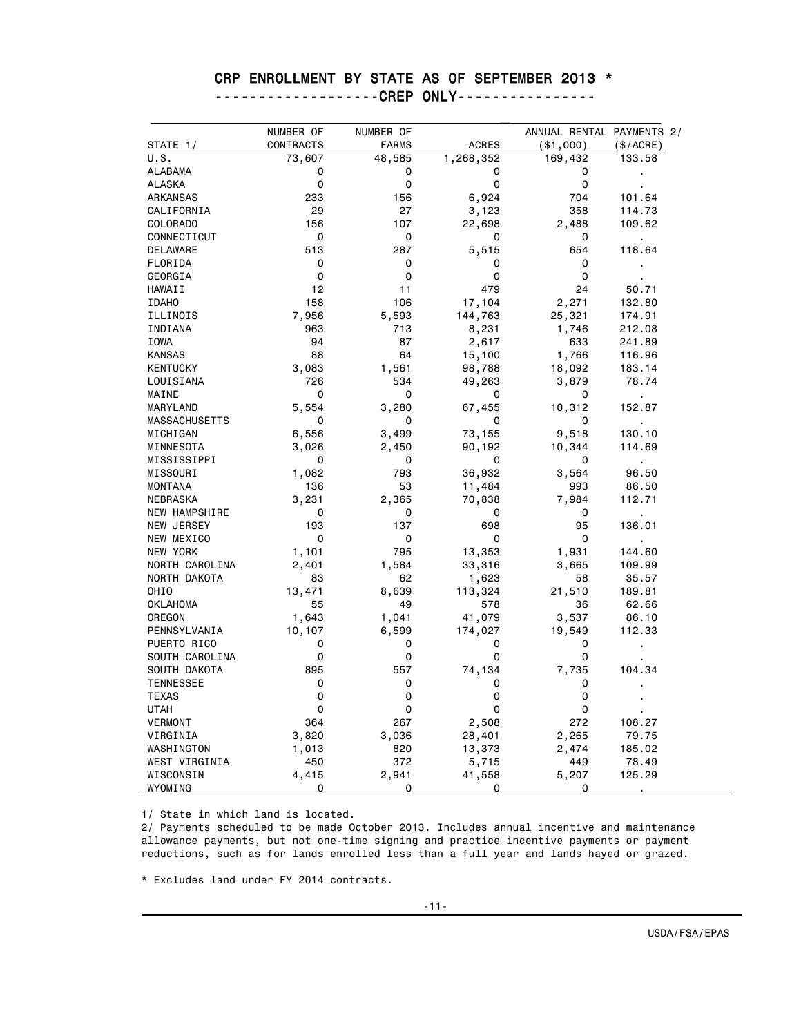# CRP ENROLLMENT BY STATE AS OF SEPTEMBER 2013 *

## -------------------CREP ONLY----------------

| STATE 1/ | NUMBER OF CONTRACTS | NUMBER OF FARMS | ACRES | ANNUAL RENTAL PAYMENTS 2/ ($1,000) | ($/ACRE) |
|---|---|---|---|---|---|
| U.S. | 73,607 | 48,585 | 1,268,352 | 169,432 | 133.58 |
| ALABAMA | 0 | 0 | 0 | 0 | . |
| ALASKA | 0 | 0 | 0 | 0 | . |
| ARKANSAS | 233 | 156 | 6,924 | 704 | 101.64 |
| CALIFORNIA | 29 | 27 | 3,123 | 358 | 114.73 |
| COLORADO | 156 | 107 | 22,698 | 2,488 | 109.62 |
| CONNECTICUT | 0 | 0 | 0 | 0 | . |
| DELAWARE | 513 | 287 | 5,515 | 654 | 118.64 |
| FLORIDA | 0 | 0 | 0 | 0 | . |
| GEORGIA | 0 | 0 | 0 | 0 | . |
| HAWAII | 12 | 11 | 479 | 24 | 50.71 |
| IDAHO | 158 | 106 | 17,104 | 2,271 | 132.80 |
| ILLINOIS | 7,956 | 5,593 | 144,763 | 25,321 | 174.91 |
| INDIANA | 963 | 713 | 8,231 | 1,746 | 212.08 |
| IOWA | 94 | 87 | 2,617 | 633 | 241.89 |
| KANSAS | 88 | 64 | 15,100 | 1,766 | 116.96 |
| KENTUCKY | 3,083 | 1,561 | 98,788 | 18,092 | 183.14 |
| LOUISIANA | 726 | 534 | 49,263 | 3,879 | 78.74 |
| MAINE | 0 | 0 | 0 | 0 | . |
| MARYLAND | 5,554 | 3,280 | 67,455 | 10,312 | 152.87 |
| MASSACHUSETTS | 0 | 0 | 0 | 0 | . |
| MICHIGAN | 6,556 | 3,499 | 73,155 | 9,518 | 130.10 |
| MINNESOTA | 3,026 | 2,450 | 90,192 | 10,344 | 114.69 |
| MISSISSIPPI | 0 | 0 | 0 | 0 | . |
| MISSOURI | 1,082 | 793 | 36,932 | 3,564 | 96.50 |
| MONTANA | 136 | 53 | 11,484 | 993 | 86.50 |
| NEBRASKA | 3,231 | 2,365 | 70,838 | 7,984 | 112.71 |
| NEW HAMPSHIRE | 0 | 0 | 0 | 0 | . |
| NEW JERSEY | 193 | 137 | 698 | 95 | 136.01 |
| NEW MEXICO | 0 | 0 | 0 | 0 | . |
| NEW YORK | 1,101 | 795 | 13,353 | 1,931 | 144.60 |
| NORTH CAROLINA | 2,401 | 1,584 | 33,316 | 3,665 | 109.99 |
| NORTH DAKOTA | 83 | 62 | 1,623 | 58 | 35.57 |
| OHIO | 13,471 | 8,639 | 113,324 | 21,510 | 189.81 |
| OKLAHOMA | 55 | 49 | 578 | 36 | 62.66 |
| OREGON | 1,643 | 1,041 | 41,079 | 3,537 | 86.10 |
| PENNSYLVANIA | 10,107 | 6,599 | 174,027 | 19,549 | 112.33 |
| PUERTO RICO | 0 | 0 | 0 | 0 | . |
| SOUTH CAROLINA | 0 | 0 | 0 | 0 | . |
| SOUTH DAKOTA | 895 | 557 | 74,134 | 7,735 | 104.34 |
| TENNESSEE | 0 | 0 | 0 | 0 | . |
| TEXAS | 0 | 0 | 0 | 0 | . |
| UTAH | 0 | 0 | 0 | 0 | . |
| VERMONT | 364 | 267 | 2,508 | 272 | 108.27 |
| VIRGINIA | 3,820 | 3,036 | 28,401 | 2,265 | 79.75 |
| WASHINGTON | 1,013 | 820 | 13,373 | 2,474 | 185.02 |
| WEST VIRGINIA | 450 | 372 | 5,715 | 449 | 78.49 |
| WISCONSIN | 4,415 | 2,941 | 41,558 | 5,207 | 125.29 |
| WYOMING | 0 | 0 | 0 | 0 | . |

1/ State in which land is located.

2/ Payments scheduled to be made October 2013. Includes annual incentive and maintenance allowance payments, but not one-time signing and practice incentive payments or payment reductions, such as for lands enrolled less than a full year and lands hayed or grazed.

* Excludes land under FY 2014 contracts.

USDA/FSA/EPAS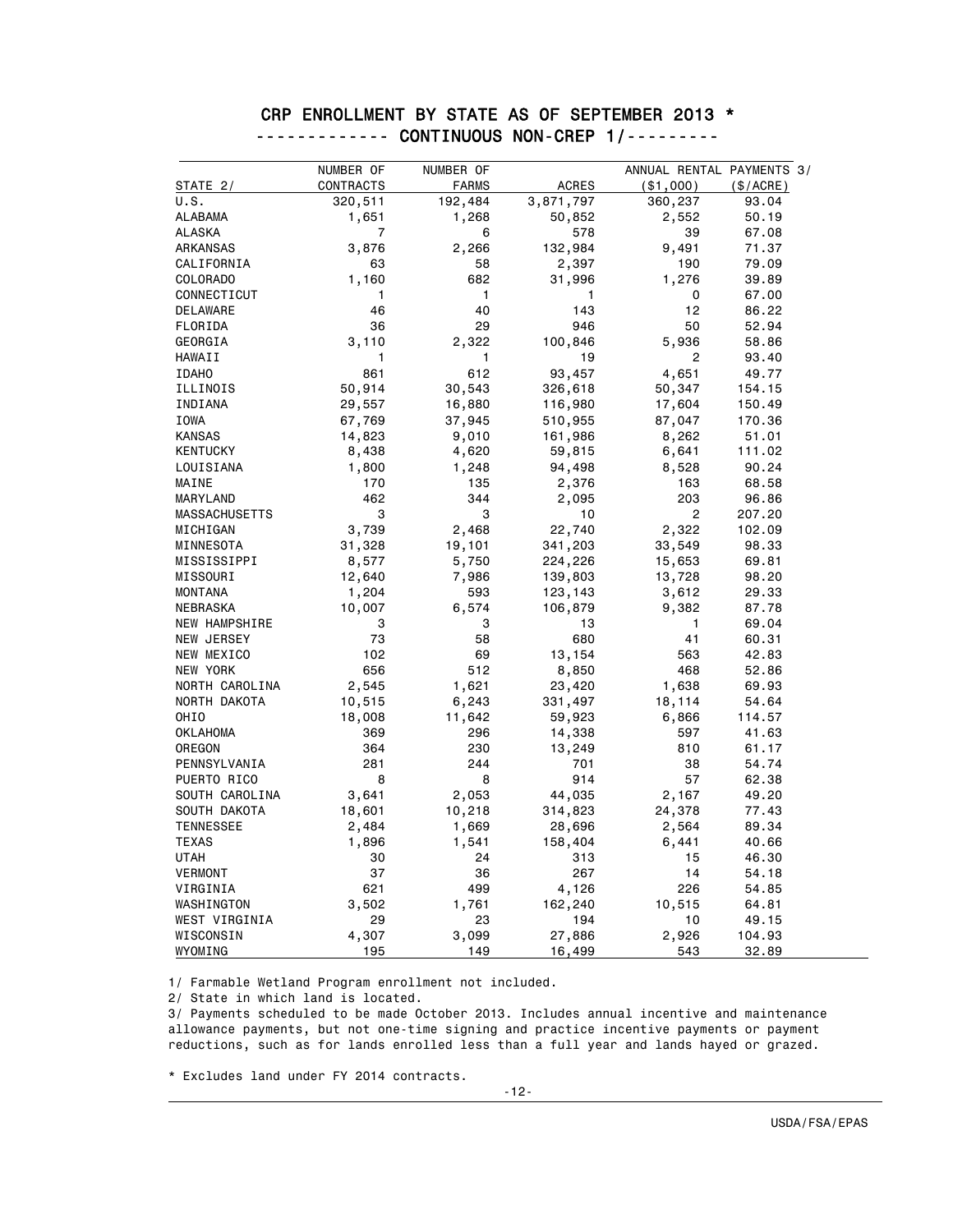# CRP ENROLLMENT BY STATE AS OF SEPTEMBER 2013 *

## ------------- CONTINUOUS NON-CREP 1/---------

| STATE 2/ | NUMBER OF CONTRACTS | NUMBER OF FARMS | ACRES | ANNUAL RENTAL PAYMENTS 3/ ($1,000) | ($/ACRE) |
|---|---|---|---|---|---|
| U.S. | 320,511 | 192,484 | 3,871,797 | 360,237 | 93.04 |
| ALABAMA | 1,651 | 1,268 | 50,852 | 2,552 | 50.19 |
| ALASKA | 7 | 6 | 578 | 39 | 67.08 |
| ARKANSAS | 3,876 | 2,266 | 132,984 | 9,491 | 71.37 |
| CALIFORNIA | 63 | 58 | 2,397 | 190 | 79.09 |
| COLORADO | 1,160 | 682 | 31,996 | 1,276 | 39.89 |
| CONNECTICUT | 1 | 1 | 1 | 0 | 67.00 |
| DELAWARE | 46 | 40 | 143 | 12 | 86.22 |
| FLORIDA | 36 | 29 | 946 | 50 | 52.94 |
| GEORGIA | 3,110 | 2,322 | 100,846 | 5,936 | 58.86 |
| HAWAII | 1 | 1 | 19 | 2 | 93.40 |
| IDAHO | 861 | 612 | 93,457 | 4,651 | 49.77 |
| ILLINOIS | 50,914 | 30,543 | 326,618 | 50,347 | 154.15 |
| INDIANA | 29,557 | 16,880 | 116,980 | 17,604 | 150.49 |
| IOWA | 67,769 | 37,945 | 510,955 | 87,047 | 170.36 |
| KANSAS | 14,823 | 9,010 | 161,986 | 8,262 | 51.01 |
| KENTUCKY | 8,438 | 4,620 | 59,815 | 6,641 | 111.02 |
| LOUISIANA | 1,800 | 1,248 | 94,498 | 8,528 | 90.24 |
| MAINE | 170 | 135 | 2,376 | 163 | 68.58 |
| MARYLAND | 462 | 344 | 2,095 | 203 | 96.86 |
| MASSACHUSETTS | 3 | 3 | 10 | 2 | 207.20 |
| MICHIGAN | 3,739 | 2,468 | 22,740 | 2,322 | 102.09 |
| MINNESOTA | 31,328 | 19,101 | 341,203 | 33,549 | 98.33 |
| MISSISSIPPI | 8,577 | 5,750 | 224,226 | 15,653 | 69.81 |
| MISSOURI | 12,640 | 7,986 | 139,803 | 13,728 | 98.20 |
| MONTANA | 1,204 | 593 | 123,143 | 3,612 | 29.33 |
| NEBRASKA | 10,007 | 6,574 | 106,879 | 9,382 | 87.78 |
| NEW HAMPSHIRE | 3 | 3 | 13 | 1 | 69.04 |
| NEW JERSEY | 73 | 58 | 680 | 41 | 60.31 |
| NEW MEXICO | 102 | 69 | 13,154 | 563 | 42.83 |
| NEW YORK | 656 | 512 | 8,850 | 468 | 52.86 |
| NORTH CAROLINA | 2,545 | 1,621 | 23,420 | 1,638 | 69.93 |
| NORTH DAKOTA | 10,515 | 6,243 | 331,497 | 18,114 | 54.64 |
| OHIO | 18,008 | 11,642 | 59,923 | 6,866 | 114.57 |
| OKLAHOMA | 369 | 296 | 14,338 | 597 | 41.63 |
| OREGON | 364 | 230 | 13,249 | 810 | 61.17 |
| PENNSYLVANIA | 281 | 244 | 701 | 38 | 54.74 |
| PUERTO RICO | 8 | 8 | 914 | 57 | 62.38 |
| SOUTH CAROLINA | 3,641 | 2,053 | 44,035 | 2,167 | 49.20 |
| SOUTH DAKOTA | 18,601 | 10,218 | 314,823 | 24,378 | 77.43 |
| TENNESSEE | 2,484 | 1,669 | 28,696 | 2,564 | 89.34 |
| TEXAS | 1,896 | 1,541 | 158,404 | 6,441 | 40.66 |
| UTAH | 30 | 24 | 313 | 15 | 46.30 |
| VERMONT | 37 | 36 | 267 | 14 | 54.18 |
| VIRGINIA | 621 | 499 | 4,126 | 226 | 54.85 |
| WASHINGTON | 3,502 | 1,761 | 162,240 | 10,515 | 64.81 |
| WEST VIRGINIA | 29 | 23 | 194 | 10 | 49.15 |
| WISCONSIN | 4,307 | 3,099 | 27,886 | 2,926 | 104.93 |
| WYOMING | 195 | 149 | 16,499 | 543 | 32.89 |

1/ Farmable Wetland Program enrollment not included.

2/ State in which land is located.

3/ Payments scheduled to be made October 2013. Includes annual incentive and maintenance allowance payments, but not one-time signing and practice incentive payments or payment reductions, such as for lands enrolled less than a full year and lands hayed or grazed.

* Excludes land under FY 2014 contracts.

USDA/FSA/EPAS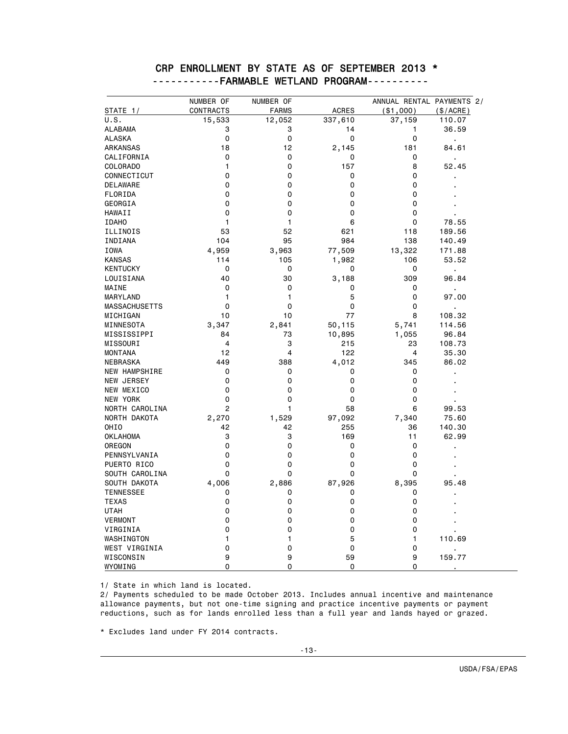# CRP ENROLLMENT BY STATE AS OF SEPTEMBER 2013 *

## -----------FARMABLE WETLAND PROGRAM----------

| STATE 1/ | NUMBER OF CONTRACTS | NUMBER OF FARMS | ACRES | ANNUAL RENTAL PAYMENTS 2/ ($1,000) | ($/ACRE) |
|---|---|---|---|---|---|
| U.S. | 15,533 | 12,052 | 337,610 | 37,159 | 110.07 |
| ALABAMA | 3 | 3 | 14 | 1 | 36.59 |
| ALASKA | 0 | 0 | 0 | 0 | . |
| ARKANSAS | 18 | 12 | 2,145 | 181 | 84.61 |
| CALIFORNIA | 0 | 0 | 0 | 0 | . |
| COLORADO | 1 | 0 | 157 | 8 | 52.45 |
| CONNECTICUT | 0 | 0 | 0 | 0 | . |
| DELAWARE | 0 | 0 | 0 | 0 | . |
| FLORIDA | 0 | 0 | 0 | 0 | . |
| GEORGIA | 0 | 0 | 0 | 0 | . |
| HAWAII | 0 | 0 | 0 | 0 | . |
| IDAHO | 1 | 1 | 6 | 0 | 78.55 |
| ILLINOIS | 53 | 52 | 621 | 118 | 189.56 |
| INDIANA | 104 | 95 | 984 | 138 | 140.49 |
| IOWA | 4,959 | 3,963 | 77,509 | 13,322 | 171.88 |
| KANSAS | 114 | 105 | 1,982 | 106 | 53.52 |
| KENTUCKY | 0 | 0 | 0 | 0 | . |
| LOUISIANA | 40 | 30 | 3,188 | 309 | 96.84 |
| MAINE | 0 | 0 | 0 | 0 | . |
| MARYLAND | 1 | 1 | 5 | 0 | 97.00 |
| MASSACHUSETTS | 0 | 0 | 0 | 0 | . |
| MICHIGAN | 10 | 10 | 77 | 8 | 108.32 |
| MINNESOTA | 3,347 | 2,841 | 50,115 | 5,741 | 114.56 |
| MISSISSIPPI | 84 | 73 | 10,895 | 1,055 | 96.84 |
| MISSOURI | 4 | 3 | 215 | 23 | 108.73 |
| MONTANA | 12 | 4 | 122 | 4 | 35.30 |
| NEBRASKA | 449 | 388 | 4,012 | 345 | 86.02 |
| NEW HAMPSHIRE | 0 | 0 | 0 | 0 | . |
| NEW JERSEY | 0 | 0 | 0 | 0 | . |
| NEW MEXICO | 0 | 0 | 0 | 0 | . |
| NEW YORK | 0 | 0 | 0 | 0 | . |
| NORTH CAROLINA | 2 | 1 | 58 | 6 | 99.53 |
| NORTH DAKOTA | 2,270 | 1,529 | 97,092 | 7,340 | 75.60 |
| OHIO | 42 | 42 | 255 | 36 | 140.30 |
| OKLAHOMA | 3 | 3 | 169 | 11 | 62.99 |
| OREGON | 0 | 0 | 0 | 0 | . |
| PENNSYLVANIA | 0 | 0 | 0 | 0 | . |
| PUERTO RICO | 0 | 0 | 0 | 0 | . |
| SOUTH CAROLINA | 0 | 0 | 0 | 0 | . |
| SOUTH DAKOTA | 4,006 | 2,886 | 87,926 | 8,395 | 95.48 |
| TENNESSEE | 0 | 0 | 0 | 0 | . |
| TEXAS | 0 | 0 | 0 | 0 | . |
| UTAH | 0 | 0 | 0 | 0 | . |
| VERMONT | 0 | 0 | 0 | 0 | . |
| VIRGINIA | 0 | 0 | 0 | 0 | . |
| WASHINGTON | 1 | 1 | 5 | 1 | 110.69 |
| WEST VIRGINIA | 0 | 0 | 0 | 0 | . |
| WISCONSIN | 9 | 9 | 59 | 9 | 159.77 |
| WYOMING | 0 | 0 | 0 | 0 | . |

1/ State in which land is located.

2/ Payments scheduled to be made October 2013. Includes annual incentive and maintenance allowance payments, but not one-time signing and practice incentive payments or payment reductions, such as for lands enrolled less than a full year and lands hayed or grazed.

* Excludes land under FY 2014 contracts.

USDA/FSA/EPAS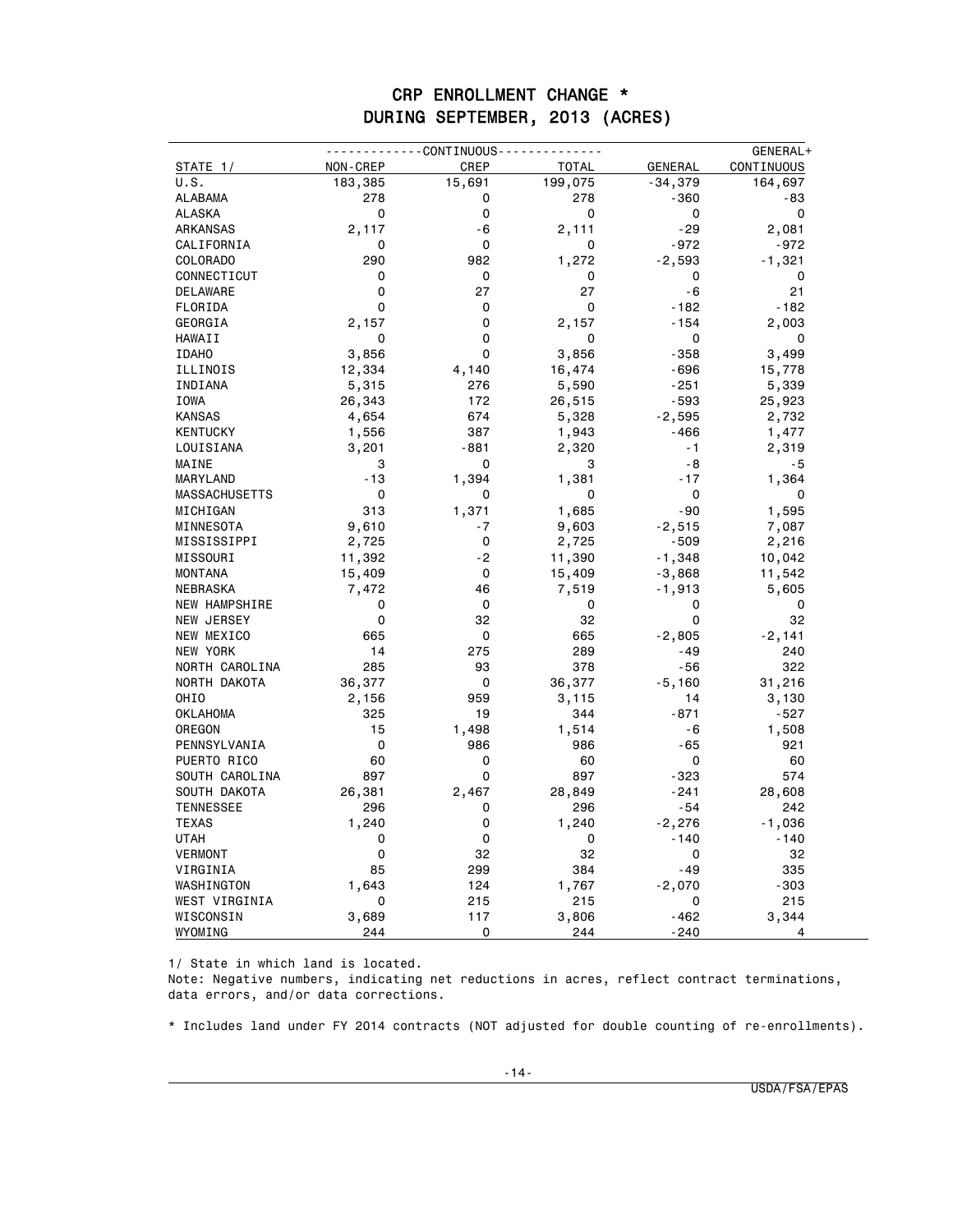# CRP ENROLLMENT CHANGE *
## DURING SEPTEMBER, 2013 (ACRES)

| | CONTINUOUS | | | | GENERAL+ |
|---|---|---|---|---|---|
| STATE 1/ | NON-CREP | CREP | TOTAL | GENERAL | CONTINUOUS |
| U.S. | 183,385 | 15,691 | 199,075 | -34,379 | 164,697 |
| ALABAMA | 278 | 0 | 278 | -360 | -83 |
| ALASKA | 0 | 0 | 0 | 0 | 0 |
| ARKANSAS | 2,117 | -6 | 2,111 | -29 | 2,081 |
| CALIFORNIA | 0 | 0 | 0 | -972 | -972 |
| COLORADO | 290 | 982 | 1,272 | -2,593 | -1,321 |
| CONNECTICUT | 0 | 0 | 0 | 0 | 0 |
| DELAWARE | 0 | 27 | 27 | -6 | 21 |
| FLORIDA | 0 | 0 | 0 | -182 | -182 |
| GEORGIA | 2,157 | 0 | 2,157 | -154 | 2,003 |
| HAWAII | 0 | 0 | 0 | 0 | 0 |
| IDAHO | 3,856 | 0 | 3,856 | -358 | 3,499 |
| ILLINOIS | 12,334 | 4,140 | 16,474 | -696 | 15,778 |
| INDIANA | 5,315 | 276 | 5,590 | -251 | 5,339 |
| IOWA | 26,343 | 172 | 26,515 | -593 | 25,923 |
| KANSAS | 4,654 | 674 | 5,328 | -2,595 | 2,732 |
| KENTUCKY | 1,556 | 387 | 1,943 | -466 | 1,477 |
| LOUISIANA | 3,201 | -881 | 2,320 | -1 | 2,319 |
| MAINE | 3 | 0 | 3 | -8 | -5 |
| MARYLAND | -13 | 1,394 | 1,381 | -17 | 1,364 |
| MASSACHUSETTS | 0 | 0 | 0 | 0 | 0 |
| MICHIGAN | 313 | 1,371 | 1,685 | -90 | 1,595 |
| MINNESOTA | 9,610 | -7 | 9,603 | -2,515 | 7,087 |
| MISSISSIPPI | 2,725 | 0 | 2,725 | -509 | 2,216 |
| MISSOURI | 11,392 | -2 | 11,390 | -1,348 | 10,042 |
| MONTANA | 15,409 | 0 | 15,409 | -3,868 | 11,542 |
| NEBRASKA | 7,472 | 46 | 7,519 | -1,913 | 5,605 |
| NEW HAMPSHIRE | 0 | 0 | 0 | 0 | 0 |
| NEW JERSEY | 0 | 32 | 32 | 0 | 32 |
| NEW MEXICO | 665 | 0 | 665 | -2,805 | -2,141 |
| NEW YORK | 14 | 275 | 289 | -49 | 240 |
| NORTH CAROLINA | 285 | 93 | 378 | -56 | 322 |
| NORTH DAKOTA | 36,377 | 0 | 36,377 | -5,160 | 31,216 |
| OHIO | 2,156 | 959 | 3,115 | 14 | 3,130 |
| OKLAHOMA | 325 | 19 | 344 | -871 | -527 |
| OREGON | 15 | 1,498 | 1,514 | -6 | 1,508 |
| PENNSYLVANIA | 0 | 986 | 986 | -65 | 921 |
| PUERTO RICO | 60 | 0 | 60 | 0 | 60 |
| SOUTH CAROLINA | 897 | 0 | 897 | -323 | 574 |
| SOUTH DAKOTA | 26,381 | 2,467 | 28,849 | -241 | 28,608 |
| TENNESSEE | 296 | 0 | 296 | -54 | 242 |
| TEXAS | 1,240 | 0 | 1,240 | -2,276 | -1,036 |
| UTAH | 0 | 0 | 0 | -140 | -140 |
| VERMONT | 0 | 32 | 32 | 0 | 32 |
| VIRGINIA | 85 | 299 | 384 | -49 | 335 |
| WASHINGTON | 1,643 | 124 | 1,767 | -2,070 | -303 |
| WEST VIRGINIA | 0 | 215 | 215 | 0 | 215 |
| WISCONSIN | 3,689 | 117 | 3,806 | -462 | 3,344 |
| WYOMING | 244 | 0 | 244 | -240 | 4 |

1/ State in which land is located.
Note: Negative numbers, indicating net reductions in acres, reflect contract terminations, data errors, and/or data corrections.

* Includes land under FY 2014 contracts (NOT adjusted for double counting of re-enrollments).

USDA/FSA/EPAS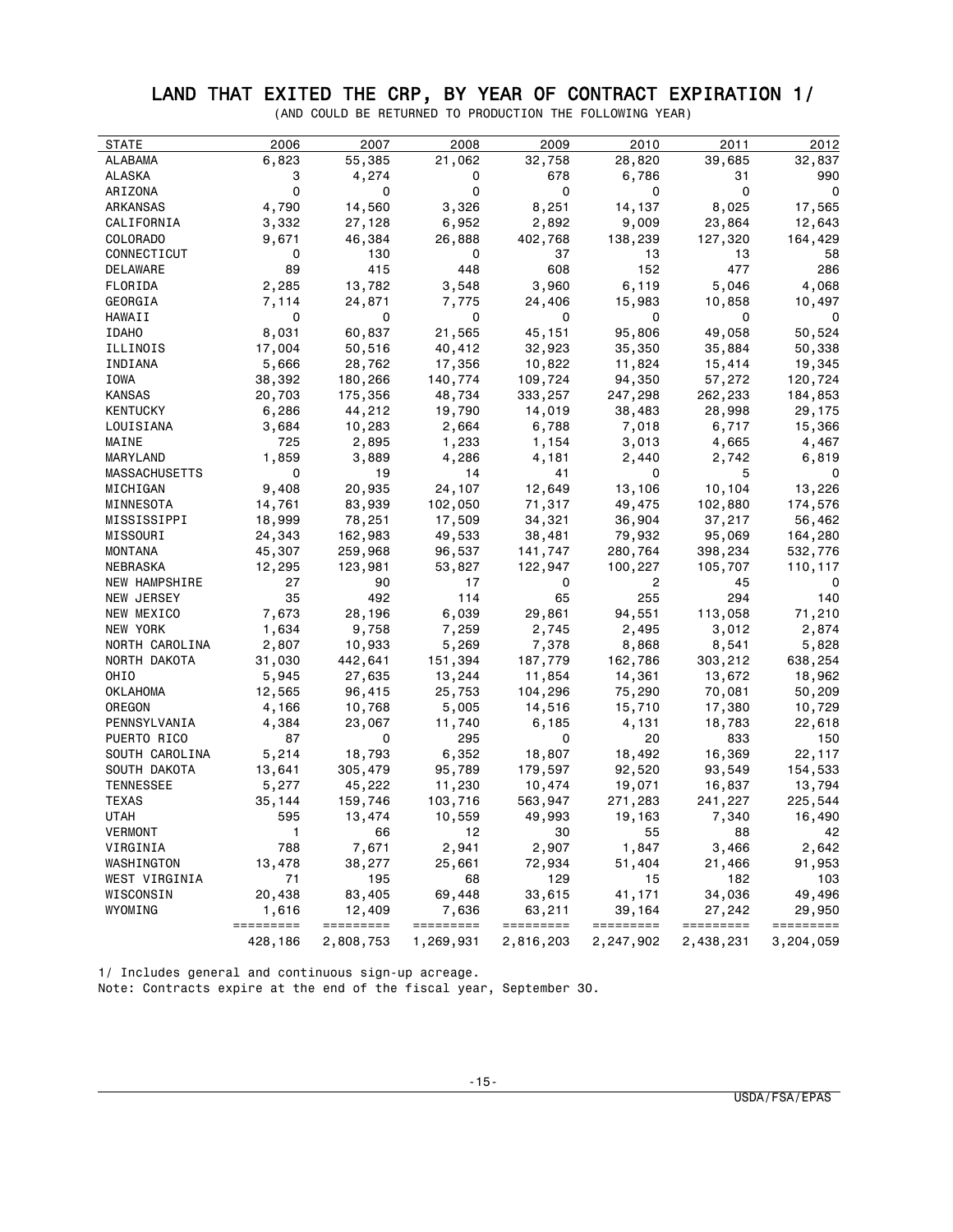# LAND THAT EXITED THE CRP, BY YEAR OF CONTRACT EXPIRATION 1/

(AND COULD BE RETURNED TO PRODUCTION THE FOLLOWING YEAR)

| STATE | 2006 | 2007 | 2008 | 2009 | 2010 | 2011 | 2012 |
|---|---|---|---|---|---|---|---|
| ALABAMA | 6,823 | 55,385 | 21,062 | 32,758 | 28,820 | 39,685 | 32,837 |
| ALASKA | 3 | 4,274 | 0 | 678 | 6,786 | 31 | 990 |
| ARIZONA | 0 | 0 | 0 | 0 | 0 | 0 | 0 |
| ARKANSAS | 4,790 | 14,560 | 3,326 | 8,251 | 14,137 | 8,025 | 17,565 |
| CALIFORNIA | 3,332 | 27,128 | 6,952 | 2,892 | 9,009 | 23,864 | 12,643 |
| COLORADO | 9,671 | 46,384 | 26,888 | 402,768 | 138,239 | 127,320 | 164,429 |
| CONNECTICUT | 0 | 130 | 0 | 37 | 13 | 13 | 58 |
| DELAWARE | 89 | 415 | 448 | 608 | 152 | 477 | 286 |
| FLORIDA | 2,285 | 13,782 | 3,548 | 3,960 | 6,119 | 5,046 | 4,068 |
| GEORGIA | 7,114 | 24,871 | 7,775 | 24,406 | 15,983 | 10,858 | 10,497 |
| HAWAII | 0 | 0 | 0 | 0 | 0 | 0 | 0 |
| IDAHO | 8,031 | 60,837 | 21,565 | 45,151 | 95,806 | 49,058 | 50,524 |
| ILLINOIS | 17,004 | 50,516 | 40,412 | 32,923 | 35,350 | 35,884 | 50,338 |
| INDIANA | 5,666 | 28,762 | 17,356 | 10,822 | 11,824 | 15,414 | 19,345 |
| IOWA | 38,392 | 180,266 | 140,774 | 109,724 | 94,350 | 57,272 | 120,724 |
| KANSAS | 20,703 | 175,356 | 48,734 | 333,257 | 247,298 | 262,233 | 184,853 |
| KENTUCKY | 6,286 | 44,212 | 19,790 | 14,019 | 38,483 | 28,998 | 29,175 |
| LOUISIANA | 3,684 | 10,283 | 2,664 | 6,788 | 7,018 | 6,717 | 15,366 |
| MAINE | 725 | 2,895 | 1,233 | 1,154 | 3,013 | 4,665 | 4,467 |
| MARYLAND | 1,859 | 3,889 | 4,286 | 4,181 | 2,440 | 2,742 | 6,819 |
| MASSACHUSETTS | 0 | 19 | 14 | 41 | 0 | 5 | 0 |
| MICHIGAN | 9,408 | 20,935 | 24,107 | 12,649 | 13,106 | 10,104 | 13,226 |
| MINNESOTA | 14,761 | 83,939 | 102,050 | 71,317 | 49,475 | 102,880 | 174,576 |
| MISSISSIPPI | 18,999 | 78,251 | 17,509 | 34,321 | 36,904 | 37,217 | 56,462 |
| MISSOURI | 24,343 | 162,983 | 49,533 | 38,481 | 79,932 | 95,069 | 164,280 |
| MONTANA | 45,307 | 259,968 | 96,537 | 141,747 | 280,764 | 398,234 | 532,776 |
| NEBRASKA | 12,295 | 123,981 | 53,827 | 122,947 | 100,227 | 105,707 | 110,117 |
| NEW HAMPSHIRE | 27 | 90 | 17 | 0 | 2 | 45 | 0 |
| NEW JERSEY | 35 | 492 | 114 | 65 | 255 | 294 | 140 |
| NEW MEXICO | 7,673 | 28,196 | 6,039 | 29,861 | 94,551 | 113,058 | 71,210 |
| NEW YORK | 1,634 | 9,758 | 7,259 | 2,745 | 2,495 | 3,012 | 2,874 |
| NORTH CAROLINA | 2,807 | 10,933 | 5,269 | 7,378 | 8,868 | 8,541 | 5,828 |
| NORTH DAKOTA | 31,030 | 442,641 | 151,394 | 187,779 | 162,786 | 303,212 | 638,254 |
| OHIO | 5,945 | 27,635 | 13,244 | 11,854 | 14,361 | 13,672 | 18,962 |
| OKLAHOMA | 12,565 | 96,415 | 25,753 | 104,296 | 75,290 | 70,081 | 50,209 |
| OREGON | 4,166 | 10,768 | 5,005 | 14,516 | 15,710 | 17,380 | 10,729 |
| PENNSYLVANIA | 4,384 | 23,067 | 11,740 | 6,185 | 4,131 | 18,783 | 22,618 |
| PUERTO RICO | 87 | 0 | 295 | 0 | 20 | 833 | 150 |
| SOUTH CAROLINA | 5,214 | 18,793 | 6,352 | 18,807 | 18,492 | 16,369 | 22,117 |
| SOUTH DAKOTA | 13,641 | 305,479 | 95,789 | 179,597 | 92,520 | 93,549 | 154,533 |
| TENNESSEE | 5,277 | 45,222 | 11,230 | 10,474 | 19,071 | 16,837 | 13,794 |
| TEXAS | 35,144 | 159,746 | 103,716 | 563,947 | 271,283 | 241,227 | 225,544 |
| UTAH | 595 | 13,474 | 10,559 | 49,993 | 19,163 | 7,340 | 16,490 |
| VERMONT | 1 | 66 | 12 | 30 | 55 | 88 | 42 |
| VIRGINIA | 788 | 7,671 | 2,941 | 2,907 | 1,847 | 3,466 | 2,642 |
| WASHINGTON | 13,478 | 38,277 | 25,661 | 72,934 | 51,404 | 21,466 | 91,953 |
| WEST VIRGINIA | 71 | 195 | 68 | 129 | 15 | 182 | 103 |
| WISCONSIN | 20,438 | 83,405 | 69,448 | 33,615 | 41,171 | 34,036 | 49,496 |
| WYOMING | 1,616 | 12,409 | 7,636 | 63,211 | 39,164 | 27,242 | 29,950 |
| | 428,186 | 2,808,753 | 1,269,931 | 2,816,203 | 2,247,902 | 2,438,231 | 3,204,059 |

1/ Includes general and continuous sign-up acreage.
Note: Contracts expire at the end of the fiscal year, September 30.

USDA/FSA/EPAS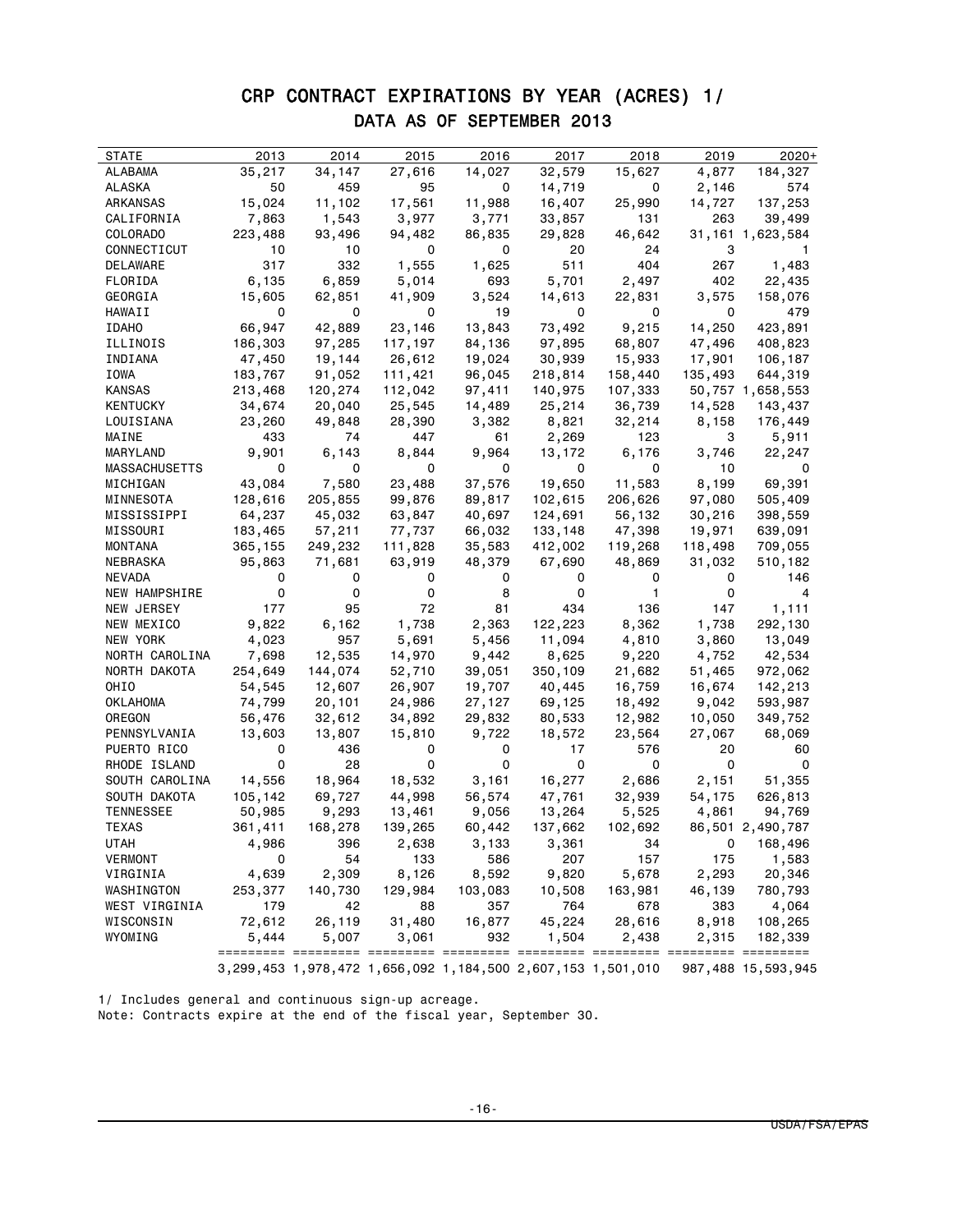# CRP CONTRACT EXPIRATIONS BY YEAR (ACRES) 1/

## DATA AS OF SEPTEMBER 2013

| STATE | 2013 | 2014 | 2015 | 2016 | 2017 | 2018 | 2019 | 2020+ |
|---|---|---|---|---|---|---|---|---|
| ALABAMA | 35,217 | 34,147 | 27,616 | 14,027 | 32,579 | 15,627 | 4,877 | 184,327 |
| ALASKA | 50 | 459 | 95 | 0 | 14,719 | 0 | 2,146 | 574 |
| ARKANSAS | 15,024 | 11,102 | 17,561 | 11,988 | 16,407 | 25,990 | 14,727 | 137,253 |
| CALIFORNIA | 7,863 | 1,543 | 3,977 | 3,771 | 33,857 | 131 | 263 | 39,499 |
| COLORADO | 223,488 | 93,496 | 94,482 | 86,835 | 29,828 | 46,642 | 31,161 | 1,623,584 |
| CONNECTICUT | 10 | 10 | 0 | 0 | 20 | 24 | 3 | 1 |
| DELAWARE | 317 | 332 | 1,555 | 1,625 | 511 | 404 | 267 | 1,483 |
| FLORIDA | 6,135 | 6,859 | 5,014 | 693 | 5,701 | 2,497 | 402 | 22,435 |
| GEORGIA | 15,605 | 62,851 | 41,909 | 3,524 | 14,613 | 22,831 | 3,575 | 158,076 |
| HAWAII | 0 | 0 | 0 | 19 | 0 | 0 | 0 | 479 |
| IDAHO | 66,947 | 42,889 | 23,146 | 13,843 | 73,492 | 9,215 | 14,250 | 423,891 |
| ILLINOIS | 186,303 | 97,285 | 117,197 | 84,136 | 97,895 | 68,807 | 47,496 | 408,823 |
| INDIANA | 47,450 | 19,144 | 26,612 | 19,024 | 30,939 | 15,933 | 17,901 | 106,187 |
| IOWA | 183,767 | 91,052 | 111,421 | 96,045 | 218,814 | 158,440 | 135,493 | 644,319 |
| KANSAS | 213,468 | 120,274 | 112,042 | 97,411 | 140,975 | 107,333 | 50,757 | 1,658,553 |
| KENTUCKY | 34,674 | 20,040 | 25,545 | 14,489 | 25,214 | 36,739 | 14,528 | 143,437 |
| LOUISIANA | 23,260 | 49,848 | 28,390 | 3,382 | 8,821 | 32,214 | 8,158 | 176,449 |
| MAINE | 433 | 74 | 447 | 61 | 2,269 | 123 | 3 | 5,911 |
| MARYLAND | 9,901 | 6,143 | 8,844 | 9,964 | 13,172 | 6,176 | 3,746 | 22,247 |
| MASSACHUSETTS | 0 | 0 | 0 | 0 | 0 | 0 | 10 | 0 |
| MICHIGAN | 43,084 | 7,580 | 23,488 | 37,576 | 19,650 | 11,583 | 8,199 | 69,391 |
| MINNESOTA | 128,616 | 205,855 | 99,876 | 89,817 | 102,615 | 206,626 | 97,080 | 505,409 |
| MISSISSIPPI | 64,237 | 45,032 | 63,847 | 40,697 | 124,691 | 56,132 | 30,216 | 398,559 |
| MISSOURI | 183,465 | 57,211 | 77,737 | 66,032 | 133,148 | 47,398 | 19,971 | 639,091 |
| MONTANA | 365,155 | 249,232 | 111,828 | 35,583 | 412,002 | 119,268 | 118,498 | 709,055 |
| NEBRASKA | 95,863 | 71,681 | 63,919 | 48,379 | 67,690 | 48,869 | 31,032 | 510,182 |
| NEVADA | 0 | 0 | 0 | 0 | 0 | 0 | 0 | 146 |
| NEW HAMPSHIRE | 0 | 0 | 0 | 8 | 0 | 1 | 0 | 4 |
| NEW JERSEY | 177 | 95 | 72 | 81 | 434 | 136 | 147 | 1,111 |
| NEW MEXICO | 9,822 | 6,162 | 1,738 | 2,363 | 122,223 | 8,362 | 1,738 | 292,130 |
| NEW YORK | 4,023 | 957 | 5,691 | 5,456 | 11,094 | 4,810 | 3,860 | 13,049 |
| NORTH CAROLINA | 7,698 | 12,535 | 14,970 | 9,442 | 8,625 | 9,220 | 4,752 | 42,534 |
| NORTH DAKOTA | 254,649 | 144,074 | 52,710 | 39,051 | 350,109 | 21,682 | 51,465 | 972,062 |
| OHIO | 54,545 | 12,607 | 26,907 | 19,707 | 40,445 | 16,759 | 16,674 | 142,213 |
| OKLAHOMA | 74,799 | 20,101 | 24,986 | 27,127 | 69,125 | 18,492 | 9,042 | 593,987 |
| OREGON | 56,476 | 32,612 | 34,892 | 29,832 | 80,533 | 12,982 | 10,050 | 349,752 |
| PENNSYLVANIA | 13,603 | 13,807 | 15,810 | 9,722 | 18,572 | 23,564 | 27,067 | 68,069 |
| PUERTO RICO | 0 | 436 | 0 | 0 | 17 | 576 | 20 | 60 |
| RHODE ISLAND | 0 | 28 | 0 | 0 | 0 | 0 | 0 | 0 |
| SOUTH CAROLINA | 14,556 | 18,964 | 18,532 | 3,161 | 16,277 | 2,686 | 2,151 | 51,355 |
| SOUTH DAKOTA | 105,142 | 69,727 | 44,998 | 56,574 | 47,761 | 32,939 | 54,175 | 626,813 |
| TENNESSEE | 50,985 | 9,293 | 13,461 | 9,056 | 13,264 | 5,525 | 4,861 | 94,769 |
| TEXAS | 361,411 | 168,278 | 139,265 | 60,442 | 137,662 | 102,692 | 86,501 | 2,490,787 |
| UTAH | 4,986 | 396 | 2,638 | 3,133 | 3,361 | 34 | 0 | 168,496 |
| VERMONT | 0 | 54 | 133 | 586 | 207 | 157 | 175 | 1,583 |
| VIRGINIA | 4,639 | 2,309 | 8,126 | 8,592 | 9,820 | 5,678 | 2,293 | 20,346 |
| WASHINGTON | 253,377 | 140,730 | 129,984 | 103,083 | 10,508 | 163,981 | 46,139 | 780,793 |
| WEST VIRGINIA | 179 | 42 | 88 | 357 | 764 | 678 | 383 | 4,064 |
| WISCONSIN | 72,612 | 26,119 | 31,480 | 16,877 | 45,224 | 28,616 | 8,918 | 108,265 |
| WYOMING | 5,444 | 5,007 | 3,061 | 932 | 1,504 | 2,438 | 2,315 | 182,339 |
| | 3,299,453 | 1,978,472 | 1,656,092 | 1,184,500 | 2,607,153 | 1,501,010 | 987,488 | 15,593,945 |

1/ Includes general and continuous sign-up acreage.
Note: Contracts expire at the end of the fiscal year, September 30.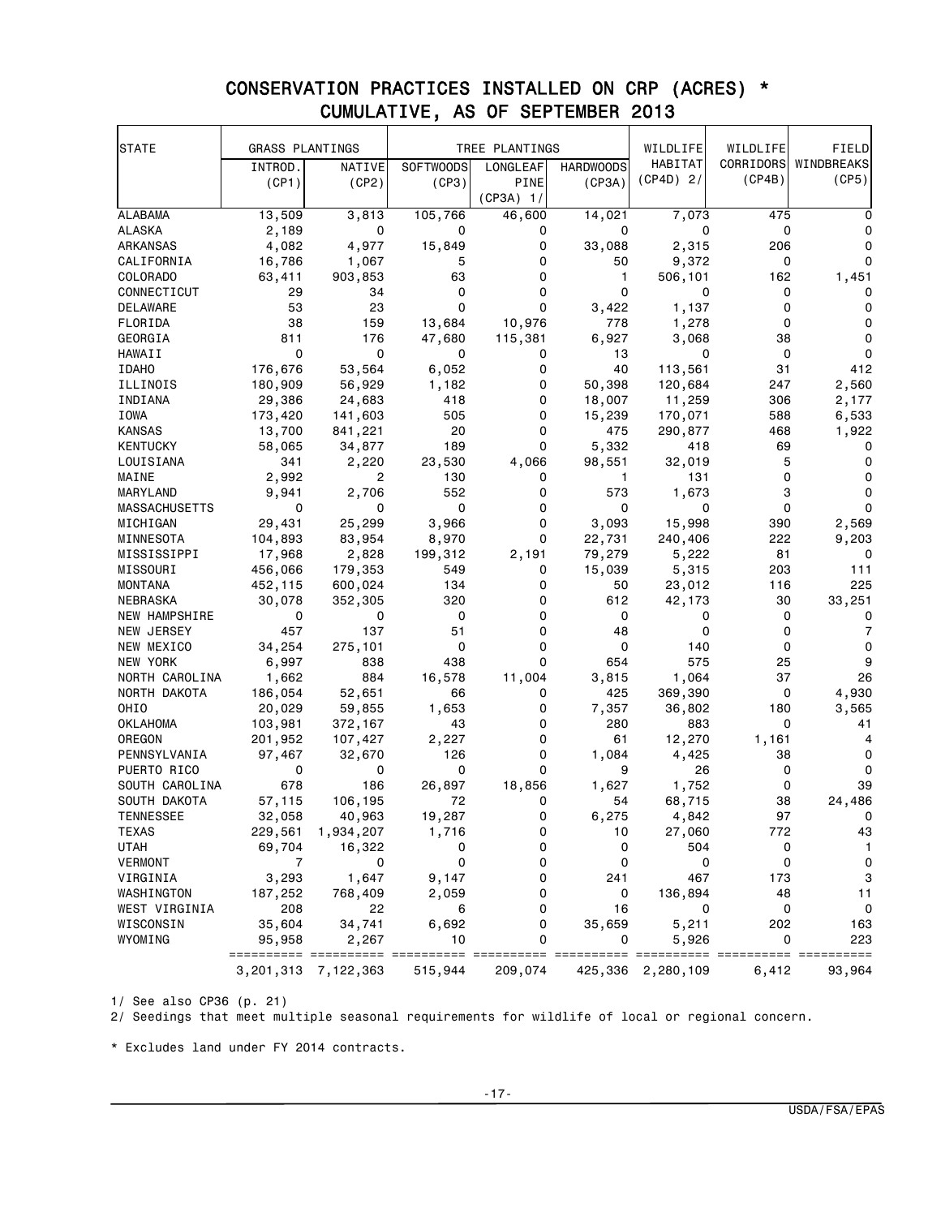# CONSERVATION PRACTICES INSTALLED ON CRP (ACRES) *
## CUMULATIVE, AS OF SEPTEMBER 2013

| STATE | GRASS PLANTINGS | | TREE PLANTINGS | | | WILDLIFE HABITAT | WILDLIFE CORRIDORS | FIELD WINDBREAKS |
|---|---|---|---|---|---|---|---|---|
| | INTROD. (CP1) | NATIVE (CP2) | SOFTWOODS (CP3) | LONGLEAF PINE (CP3A) 1/ | HARDWOODS (CP3A) | (CP4D) 2/ | (CP4B) | (CP5) |
| ALABAMA | 13,509 | 3,813 | 105,766 | 46,600 | 14,021 | 7,073 | 475 | 0 |
| ALASKA | 2,189 | 0 | 0 | 0 | 0 | 0 | 0 | 0 |
| ARKANSAS | 4,082 | 4,977 | 15,849 | 0 | 33,088 | 2,315 | 206 | 0 |
| CALIFORNIA | 16,786 | 1,067 | 5 | 0 | 50 | 9,372 | 0 | 0 |
| COLORADO | 63,411 | 903,853 | 63 | 0 | 1 | 506,101 | 162 | 1,451 |
| CONNECTICUT | 29 | 34 | 0 | 0 | 0 | 0 | 0 | 0 |
| DELAWARE | 53 | 23 | 0 | 0 | 3,422 | 1,137 | 0 | 0 |
| FLORIDA | 38 | 159 | 13,684 | 10,976 | 778 | 1,278 | 0 | 0 |
| GEORGIA | 811 | 176 | 47,680 | 115,381 | 6,927 | 3,068 | 38 | 0 |
| HAWAII | 0 | 0 | 0 | 0 | 13 | 0 | 0 | 0 |
| IDAHO | 176,676 | 53,564 | 6,052 | 0 | 40 | 113,561 | 31 | 412 |
| ILLINOIS | 180,909 | 56,929 | 1,182 | 0 | 50,398 | 120,684 | 247 | 2,560 |
| INDIANA | 29,386 | 24,683 | 418 | 0 | 18,007 | 11,259 | 306 | 2,177 |
| IOWA | 173,420 | 141,603 | 505 | 0 | 15,239 | 170,071 | 588 | 6,533 |
| KANSAS | 13,700 | 841,221 | 20 | 0 | 475 | 290,877 | 468 | 1,922 |
| KENTUCKY | 58,065 | 34,877 | 189 | 0 | 5,332 | 418 | 69 | 0 |
| LOUISIANA | 341 | 2,220 | 23,530 | 4,066 | 98,551 | 32,019 | 5 | 0 |
| MAINE | 2,992 | 2 | 130 | 0 | 1 | 131 | 0 | 0 |
| MARYLAND | 9,941 | 2,706 | 552 | 0 | 573 | 1,673 | 3 | 0 |
| MASSACHUSETTS | 0 | 0 | 0 | 0 | 0 | 0 | 0 | 0 |
| MICHIGAN | 29,431 | 25,299 | 3,966 | 0 | 3,093 | 15,998 | 390 | 2,569 |
| MINNESOTA | 104,893 | 83,954 | 8,970 | 0 | 22,731 | 240,406 | 222 | 9,203 |
| MISSISSIPPI | 17,968 | 2,828 | 199,312 | 2,191 | 79,279 | 5,222 | 81 | 0 |
| MISSOURI | 456,066 | 179,353 | 549 | 0 | 15,039 | 5,315 | 203 | 111 |
| MONTANA | 452,115 | 600,024 | 134 | 0 | 50 | 23,012 | 116 | 225 |
| NEBRASKA | 30,078 | 352,305 | 320 | 0 | 612 | 42,173 | 30 | 33,251 |
| NEW HAMPSHIRE | 0 | 0 | 0 | 0 | 0 | 0 | 0 | 0 |
| NEW JERSEY | 457 | 137 | 51 | 0 | 48 | 0 | 0 | 7 |
| NEW MEXICO | 34,254 | 275,101 | 0 | 0 | 0 | 140 | 0 | 0 |
| NEW YORK | 6,997 | 838 | 438 | 0 | 654 | 575 | 25 | 9 |
| NORTH CAROLINA | 1,662 | 884 | 16,578 | 11,004 | 3,815 | 1,064 | 37 | 26 |
| NORTH DAKOTA | 186,054 | 52,651 | 66 | 0 | 425 | 369,390 | 0 | 4,930 |
| OHIO | 20,029 | 59,855 | 1,653 | 0 | 7,357 | 36,802 | 180 | 3,565 |
| OKLAHOMA | 103,981 | 372,167 | 43 | 0 | 280 | 883 | 0 | 41 |
| OREGON | 201,952 | 107,427 | 2,227 | 0 | 61 | 12,270 | 1,161 | 4 |
| PENNSYLVANIA | 97,467 | 32,670 | 126 | 0 | 1,084 | 4,425 | 38 | 0 |
| PUERTO RICO | 0 | 0 | 0 | 0 | 9 | 26 | 0 | 0 |
| SOUTH CAROLINA | 678 | 186 | 26,897 | 18,856 | 1,627 | 1,752 | 0 | 39 |
| SOUTH DAKOTA | 57,115 | 106,195 | 72 | 0 | 54 | 68,715 | 38 | 24,486 |
| TENNESSEE | 32,058 | 40,963 | 19,287 | 0 | 6,275 | 4,842 | 97 | 0 |
| TEXAS | 229,561 | 1,934,207 | 1,716 | 0 | 10 | 27,060 | 772 | 43 |
| UTAH | 69,704 | 16,322 | 0 | 0 | 0 | 504 | 0 | 1 |
| VERMONT | 7 | 0 | 0 | 0 | 0 | 0 | 0 | 0 |
| VIRGINIA | 3,293 | 1,647 | 9,147 | 0 | 241 | 467 | 173 | 3 |
| WASHINGTON | 187,252 | 768,409 | 2,059 | 0 | 0 | 136,894 | 48 | 11 |
| WEST VIRGINIA | 208 | 22 | 6 | 0 | 16 | 0 | 0 | 0 |
| WISCONSIN | 35,604 | 34,741 | 6,692 | 0 | 35,659 | 5,211 | 202 | 163 |
| WYOMING | 95,958 | 2,267 | 10 | 0 | 0 | 5,926 | 0 | 223 |
| | 3,201,313 | 7,122,363 | 515,944 | 209,074 | 425,336 | 2,280,109 | 6,412 | 93,964 |

1/ See also CP36 (p. 21)

2/ Seedings that meet multiple seasonal requirements for wildlife of local or regional concern.

* Excludes land under FY 2014 contracts.

USDA/FSA/EPAS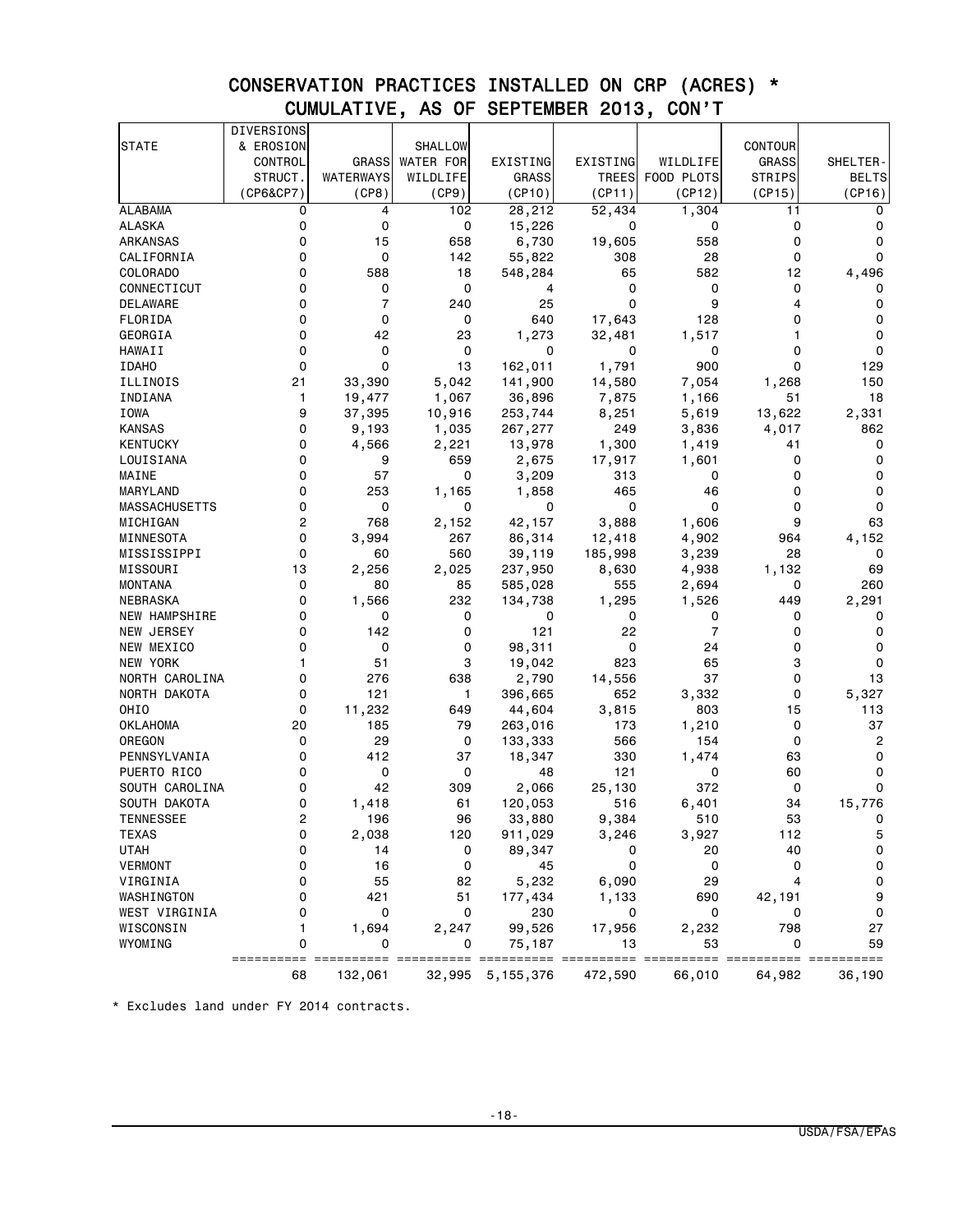## CONSERVATION PRACTICES INSTALLED ON CRP (ACRES) *
## CUMULATIVE, AS OF SEPTEMBER 2013, CON'T

| STATE | DIVERSIONS & EROSION CONTROL STRUCT. (CP6&CP7) | GRASS WATERWAYS (CP8) | SHALLOW WATER FOR WILDLIFE (CP9) | EXISTING GRASS (CP10) | EXISTING TREES (CP11) | WILDLIFE FOOD PLOTS (CP12) | CONTOUR GRASS STRIPS (CP15) | SHELTER-BELTS (CP16) |
|---|---|---|---|---|---|---|---|---|
| ALABAMA | 0 | 4 | 102 | 28,212 | 52,434 | 1,304 | 11 | 0 |
| ALASKA | 0 | 0 | 0 | 15,226 | 0 | 0 | 0 | 0 |
| ARKANSAS | 0 | 15 | 658 | 6,730 | 19,605 | 558 | 0 | 0 |
| CALIFORNIA | 0 | 0 | 142 | 55,822 | 308 | 28 | 0 | 0 |
| COLORADO | 0 | 588 | 18 | 548,284 | 65 | 582 | 12 | 4,496 |
| CONNECTICUT | 0 | 0 | 0 | 4 | 0 | 0 | 0 | 0 |
| DELAWARE | 0 | 7 | 240 | 25 | 0 | 9 | 4 | 0 |
| FLORIDA | 0 | 0 | 0 | 640 | 17,643 | 128 | 0 | 0 |
| GEORGIA | 0 | 42 | 23 | 1,273 | 32,481 | 1,517 | 1 | 0 |
| HAWAII | 0 | 0 | 0 | 0 | 0 | 0 | 0 | 0 |
| IDAHO | 0 | 0 | 13 | 162,011 | 1,791 | 900 | 0 | 129 |
| ILLINOIS | 21 | 33,390 | 5,042 | 141,900 | 14,580 | 7,054 | 1,268 | 150 |
| INDIANA | 1 | 19,477 | 1,067 | 36,896 | 7,875 | 1,166 | 51 | 18 |
| IOWA | 9 | 37,395 | 10,916 | 253,744 | 8,251 | 5,619 | 13,622 | 2,331 |
| KANSAS | 0 | 9,193 | 1,035 | 267,277 | 249 | 3,836 | 4,017 | 862 |
| KENTUCKY | 0 | 4,566 | 2,221 | 13,978 | 1,300 | 1,419 | 41 | 0 |
| LOUISIANA | 0 | 9 | 659 | 2,675 | 17,917 | 1,601 | 0 | 0 |
| MAINE | 0 | 57 | 0 | 3,209 | 313 | 0 | 0 | 0 |
| MARYLAND | 0 | 253 | 1,165 | 1,858 | 465 | 46 | 0 | 0 |
| MASSACHUSETTS | 0 | 0 | 0 | 0 | 0 | 0 | 0 | 0 |
| MICHIGAN | 2 | 768 | 2,152 | 42,157 | 3,888 | 1,606 | 9 | 63 |
| MINNESOTA | 0 | 3,994 | 267 | 86,314 | 12,418 | 4,902 | 964 | 4,152 |
| MISSISSIPPI | 0 | 60 | 560 | 39,119 | 185,998 | 3,239 | 28 | 0 |
| MISSOURI | 13 | 2,256 | 2,025 | 237,950 | 8,630 | 4,938 | 1,132 | 69 |
| MONTANA | 0 | 80 | 85 | 585,028 | 555 | 2,694 | 0 | 260 |
| NEBRASKA | 0 | 1,566 | 232 | 134,738 | 1,295 | 1,526 | 449 | 2,291 |
| NEW HAMPSHIRE | 0 | 0 | 0 | 0 | 0 | 0 | 0 | 0 |
| NEW JERSEY | 0 | 142 | 0 | 121 | 22 | 7 | 0 | 0 |
| NEW MEXICO | 0 | 0 | 0 | 98,311 | 0 | 24 | 0 | 0 |
| NEW YORK | 1 | 51 | 3 | 19,042 | 823 | 65 | 3 | 0 |
| NORTH CAROLINA | 0 | 276 | 638 | 2,790 | 14,556 | 37 | 0 | 13 |
| NORTH DAKOTA | 0 | 121 | 1 | 396,665 | 652 | 3,332 | 0 | 5,327 |
| OHIO | 0 | 11,232 | 649 | 44,604 | 3,815 | 803 | 15 | 113 |
| OKLAHOMA | 20 | 185 | 79 | 263,016 | 173 | 1,210 | 0 | 37 |
| OREGON | 0 | 29 | 0 | 133,333 | 566 | 154 | 0 | 2 |
| PENNSYLVANIA | 0 | 412 | 37 | 18,347 | 330 | 1,474 | 63 | 0 |
| PUERTO RICO | 0 | 0 | 0 | 48 | 121 | 0 | 60 | 0 |
| SOUTH CAROLINA | 0 | 42 | 309 | 2,066 | 25,130 | 372 | 0 | 0 |
| SOUTH DAKOTA | 0 | 1,418 | 61 | 120,053 | 516 | 6,401 | 34 | 15,776 |
| TENNESSEE | 2 | 196 | 96 | 33,880 | 9,384 | 510 | 53 | 0 |
| TEXAS | 0 | 2,038 | 120 | 911,029 | 3,246 | 3,927 | 112 | 5 |
| UTAH | 0 | 14 | 0 | 89,347 | 0 | 20 | 40 | 0 |
| VERMONT | 0 | 16 | 0 | 45 | 0 | 0 | 0 | 0 |
| VIRGINIA | 0 | 55 | 82 | 5,232 | 6,090 | 29 | 4 | 0 |
| WASHINGTON | 0 | 421 | 51 | 177,434 | 1,133 | 690 | 42,191 | 9 |
| WEST VIRGINIA | 0 | 0 | 0 | 230 | 0 | 0 | 0 | 0 |
| WISCONSIN | 1 | 1,694 | 2,247 | 99,526 | 17,956 | 2,232 | 798 | 27 |
| WYOMING | 0 | 0 | 0 | 75,187 | 13 | 53 | 0 | 59 |
| | 68 | 132,061 | 32,995 | 5,155,376 | 472,590 | 66,010 | 64,982 | 36,190 |

\* Excludes land under FY 2014 contracts.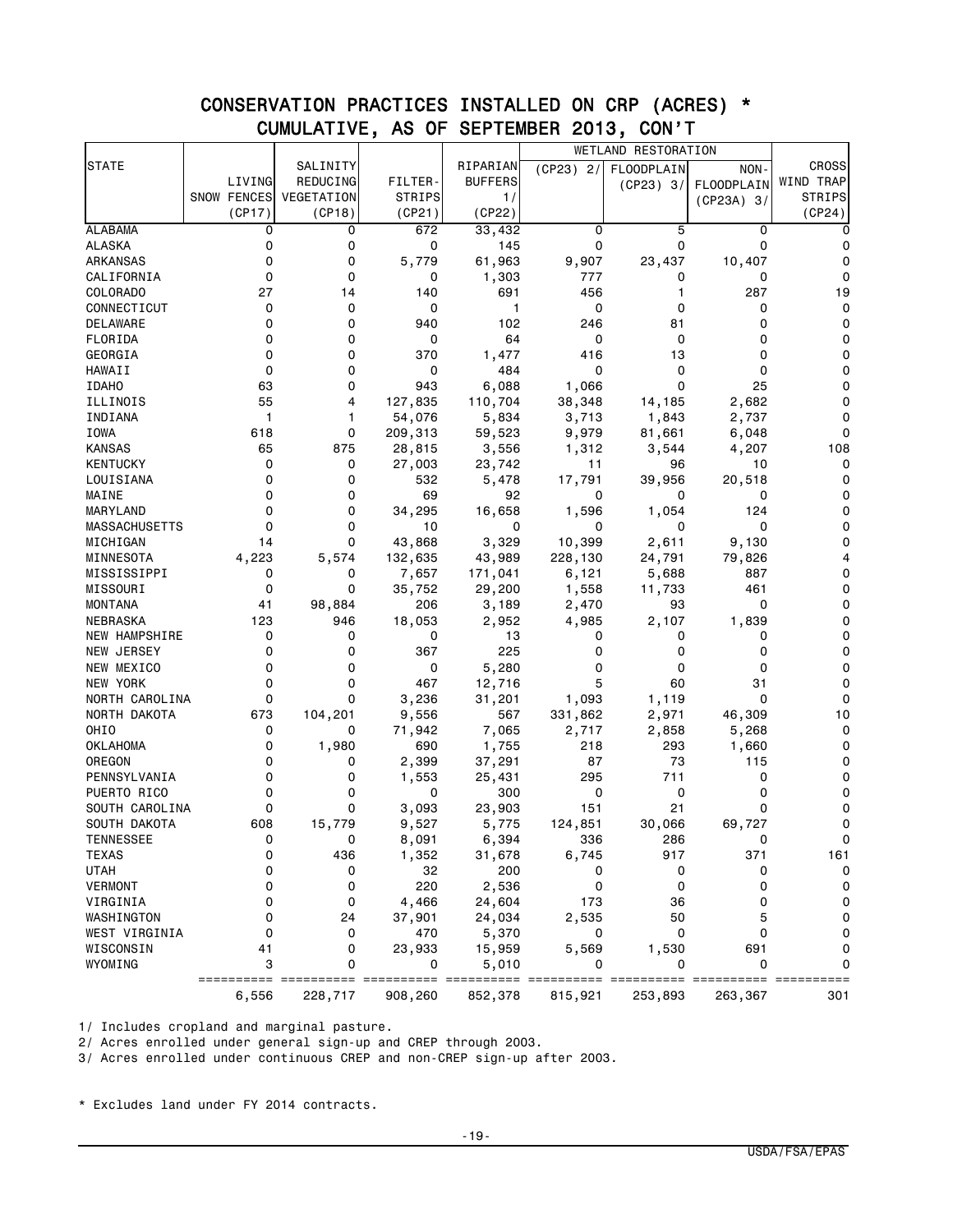# CONSERVATION PRACTICES INSTALLED ON CRP (ACRES) *

## CUMULATIVE, AS OF SEPTEMBER 2013, CON'T

| STATE | LIVING SNOW FENCES (CP17) | SALINITY REDUCING VEGETATION (CP18) | FILTER-STRIPS (CP21) | RIPARIAN BUFFERS 1/ (CP22) | WETLAND RESTORATION (CP23) 2/ | WETLAND RESTORATION FLOODPLAIN (CP23) 3/ | WETLAND RESTORATION NON-FLOODPLAIN (CP23A) 3/ | CROSS WIND TRAP STRIPS (CP24) |
|---|---|---|---|---|---|---|---|---|
| ALABAMA | 0 | 0 | 672 | 33,432 | 0 | 5 | 0 | 0 |
| ALASKA | 0 | 0 | 0 | 145 | 0 | 0 | 0 | 0 |
| ARKANSAS | 0 | 0 | 5,779 | 61,963 | 9,907 | 23,437 | 10,407 | 0 |
| CALIFORNIA | 0 | 0 | 0 | 1,303 | 777 | 0 | 0 | 0 |
| COLORADO | 27 | 14 | 140 | 691 | 456 | 1 | 287 | 19 |
| CONNECTICUT | 0 | 0 | 0 | 1 | 0 | 0 | 0 | 0 |
| DELAWARE | 0 | 0 | 940 | 102 | 246 | 81 | 0 | 0 |
| FLORIDA | 0 | 0 | 0 | 64 | 0 | 0 | 0 | 0 |
| GEORGIA | 0 | 0 | 370 | 1,477 | 416 | 13 | 0 | 0 |
| HAWAII | 0 | 0 | 0 | 484 | 0 | 0 | 0 | 0 |
| IDAHO | 63 | 0 | 943 | 6,088 | 1,066 | 0 | 25 | 0 |
| ILLINOIS | 55 | 4 | 127,835 | 110,704 | 38,348 | 14,185 | 2,682 | 0 |
| INDIANA | 1 | 1 | 54,076 | 5,834 | 3,713 | 1,843 | 2,737 | 0 |
| IOWA | 618 | 0 | 209,313 | 59,523 | 9,979 | 81,661 | 6,048 | 0 |
| KANSAS | 65 | 875 | 28,815 | 3,556 | 1,312 | 3,544 | 4,207 | 108 |
| KENTUCKY | 0 | 0 | 27,003 | 23,742 | 11 | 96 | 10 | 0 |
| LOUISIANA | 0 | 0 | 532 | 5,478 | 17,791 | 39,956 | 20,518 | 0 |
| MAINE | 0 | 0 | 69 | 92 | 0 | 0 | 0 | 0 |
| MARYLAND | 0 | 0 | 34,295 | 16,658 | 1,596 | 1,054 | 124 | 0 |
| MASSACHUSETTS | 0 | 0 | 10 | 0 | 0 | 0 | 0 | 0 |
| MICHIGAN | 14 | 0 | 43,868 | 3,329 | 10,399 | 2,611 | 9,130 | 0 |
| MINNESOTA | 4,223 | 5,574 | 132,635 | 43,989 | 228,130 | 24,791 | 79,826 | 4 |
| MISSISSIPPI | 0 | 0 | 7,657 | 171,041 | 6,121 | 5,688 | 887 | 0 |
| MISSOURI | 0 | 0 | 35,752 | 29,200 | 1,558 | 11,733 | 461 | 0 |
| MONTANA | 41 | 98,884 | 206 | 3,189 | 2,470 | 93 | 0 | 0 |
| NEBRASKA | 123 | 946 | 18,053 | 2,952 | 4,985 | 2,107 | 1,839 | 0 |
| NEW HAMPSHIRE | 0 | 0 | 0 | 13 | 0 | 0 | 0 | 0 |
| NEW JERSEY | 0 | 0 | 367 | 225 | 0 | 0 | 0 | 0 |
| NEW MEXICO | 0 | 0 | 0 | 5,280 | 0 | 0 | 0 | 0 |
| NEW YORK | 0 | 0 | 467 | 12,716 | 5 | 60 | 31 | 0 |
| NORTH CAROLINA | 0 | 0 | 3,236 | 31,201 | 1,093 | 1,119 | 0 | 0 |
| NORTH DAKOTA | 673 | 104,201 | 9,556 | 567 | 331,862 | 2,971 | 46,309 | 10 |
| OHIO | 0 | 0 | 71,942 | 7,065 | 2,717 | 2,858 | 5,268 | 0 |
| OKLAHOMA | 0 | 1,980 | 690 | 1,755 | 218 | 293 | 1,660 | 0 |
| OREGON | 0 | 0 | 2,399 | 37,291 | 87 | 73 | 115 | 0 |
| PENNSYLVANIA | 0 | 0 | 1,553 | 25,431 | 295 | 711 | 0 | 0 |
| PUERTO RICO | 0 | 0 | 0 | 300 | 0 | 0 | 0 | 0 |
| SOUTH CAROLINA | 0 | 0 | 3,093 | 23,903 | 151 | 21 | 0 | 0 |
| SOUTH DAKOTA | 608 | 15,779 | 9,527 | 5,775 | 124,851 | 30,066 | 69,727 | 0 |
| TENNESSEE | 0 | 0 | 8,091 | 6,394 | 336 | 286 | 0 | 0 |
| TEXAS | 0 | 436 | 1,352 | 31,678 | 6,745 | 917 | 371 | 161 |
| UTAH | 0 | 0 | 32 | 200 | 0 | 0 | 0 | 0 |
| VERMONT | 0 | 0 | 220 | 2,536 | 0 | 0 | 0 | 0 |
| VIRGINIA | 0 | 0 | 4,466 | 24,604 | 173 | 36 | 0 | 0 |
| WASHINGTON | 0 | 24 | 37,901 | 24,034 | 2,535 | 50 | 5 | 0 |
| WEST VIRGINIA | 0 | 0 | 470 | 5,370 | 0 | 0 | 0 | 0 |
| WISCONSIN | 41 | 0 | 23,933 | 15,959 | 5,569 | 1,530 | 691 | 0 |
| WYOMING | 3 | 0 | 0 | 5,010 | 0 | 0 | 0 | 0 |
| | 6,556 | 228,717 | 908,260 | 852,378 | 815,921 | 253,893 | 263,367 | 301 |

1/ Includes cropland and marginal pasture.

2/ Acres enrolled under general sign-up and CREP through 2003.

3/ Acres enrolled under continuous CREP and non-CREP sign-up after 2003.

* Excludes land under FY 2014 contracts.

USDA/FSA/EPAS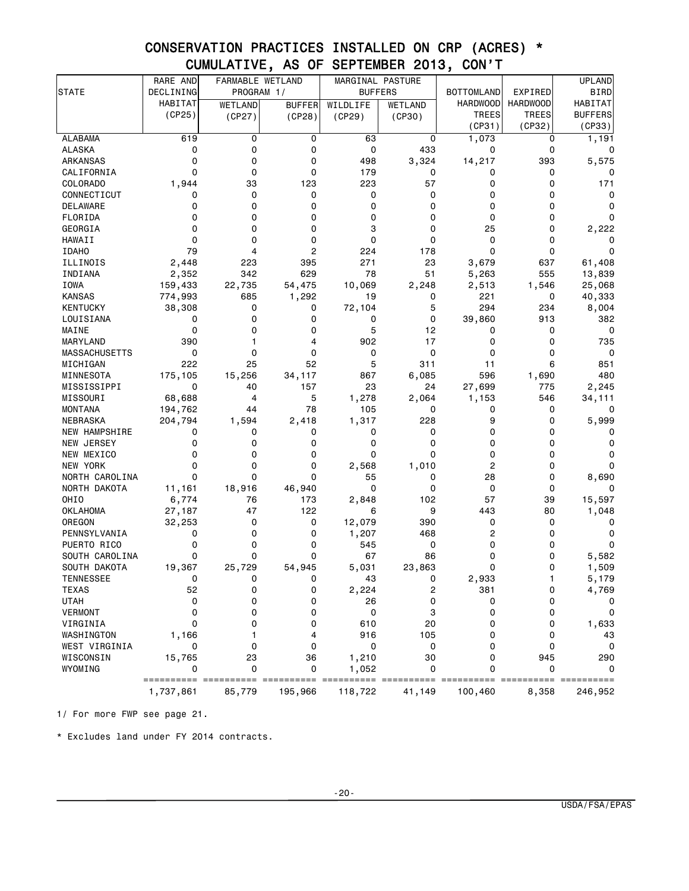# CONSERVATION PRACTICES INSTALLED ON CRP (ACRES) *
## CUMULATIVE, AS OF SEPTEMBER 2013, CON'T

| STATE | RARE AND DECLINING HABITAT (CP25) | FARMABLE WETLAND PROGRAM 1/ WETLAND (CP27) | BUFFER (CP28) | MARGINAL PASTURE BUFFERS WILDLIFE (CP29) | WETLAND (CP30) | BOTTOMLAND HARDWOOD TREES (CP31) | EXPIRED HARDWOOD TREES (CP32) | UPLAND BIRD HABITAT BUFFERS (CP33) |
|---|---|---|---|---|---|---|---|---|
| ALABAMA | 619 | 0 | 0 | 63 | 0 | 1,073 | 0 | 1,191 |
| ALASKA | 0 | 0 | 0 | 0 | 433 | 0 | 0 | 0 |
| ARKANSAS | 0 | 0 | 0 | 498 | 3,324 | 14,217 | 393 | 5,575 |
| CALIFORNIA | 0 | 0 | 0 | 179 | 0 | 0 | 0 | 0 |
| COLORADO | 1,944 | 33 | 123 | 223 | 57 | 0 | 0 | 171 |
| CONNECTICUT | 0 | 0 | 0 | 0 | 0 | 0 | 0 | 0 |
| DELAWARE | 0 | 0 | 0 | 0 | 0 | 0 | 0 | 0 |
| FLORIDA | 0 | 0 | 0 | 0 | 0 | 0 | 0 | 0 |
| GEORGIA | 0 | 0 | 0 | 3 | 0 | 25 | 0 | 2,222 |
| HAWAII | 0 | 0 | 0 | 0 | 0 | 0 | 0 | 0 |
| IDAHO | 79 | 4 | 2 | 224 | 178 | 0 | 0 | 0 |
| ILLINOIS | 2,448 | 223 | 395 | 271 | 23 | 3,679 | 637 | 61,408 |
| INDIANA | 2,352 | 342 | 629 | 78 | 51 | 5,263 | 555 | 13,839 |
| IOWA | 159,433 | 22,735 | 54,475 | 10,069 | 2,248 | 2,513 | 1,546 | 25,068 |
| KANSAS | 774,993 | 685 | 1,292 | 19 | 0 | 221 | 0 | 40,333 |
| KENTUCKY | 38,308 | 0 | 0 | 72,104 | 5 | 294 | 234 | 8,004 |
| LOUISIANA | 0 | 0 | 0 | 0 | 0 | 39,860 | 913 | 382 |
| MAINE | 0 | 0 | 0 | 5 | 12 | 0 | 0 | 0 |
| MARYLAND | 390 | 1 | 4 | 902 | 17 | 0 | 0 | 735 |
| MASSACHUSETTS | 0 | 0 | 0 | 0 | 0 | 0 | 0 | 0 |
| MICHIGAN | 222 | 25 | 52 | 5 | 311 | 11 | 6 | 851 |
| MINNESOTA | 175,105 | 15,256 | 34,117 | 867 | 6,085 | 596 | 1,690 | 480 |
| MISSISSIPPI | 0 | 40 | 157 | 23 | 24 | 27,699 | 775 | 2,245 |
| MISSOURI | 68,688 | 4 | 5 | 1,278 | 2,064 | 1,153 | 546 | 34,111 |
| MONTANA | 194,762 | 44 | 78 | 105 | 0 | 0 | 0 | 0 |
| NEBRASKA | 204,794 | 1,594 | 2,418 | 1,317 | 228 | 9 | 0 | 5,999 |
| NEW HAMPSHIRE | 0 | 0 | 0 | 0 | 0 | 0 | 0 | 0 |
| NEW JERSEY | 0 | 0 | 0 | 0 | 0 | 0 | 0 | 0 |
| NEW MEXICO | 0 | 0 | 0 | 0 | 0 | 0 | 0 | 0 |
| NEW YORK | 0 | 0 | 0 | 2,568 | 1,010 | 2 | 0 | 0 |
| NORTH CAROLINA | 0 | 0 | 0 | 55 | 0 | 28 | 0 | 8,690 |
| NORTH DAKOTA | 11,161 | 18,916 | 46,940 | 0 | 0 | 0 | 0 | 0 |
| OHIO | 6,774 | 76 | 173 | 2,848 | 102 | 57 | 39 | 15,597 |
| OKLAHOMA | 27,187 | 47 | 122 | 6 | 9 | 443 | 80 | 1,048 |
| OREGON | 32,253 | 0 | 0 | 12,079 | 390 | 0 | 0 | 0 |
| PENNSYLVANIA | 0 | 0 | 0 | 1,207 | 468 | 2 | 0 | 0 |
| PUERTO RICO | 0 | 0 | 0 | 545 | 0 | 0 | 0 | 0 |
| SOUTH CAROLINA | 0 | 0 | 0 | 67 | 86 | 0 | 0 | 5,582 |
| SOUTH DAKOTA | 19,367 | 25,729 | 54,945 | 5,031 | 23,863 | 0 | 0 | 1,509 |
| TENNESSEE | 0 | 0 | 0 | 43 | 0 | 2,933 | 1 | 5,179 |
| TEXAS | 52 | 0 | 0 | 2,224 | 2 | 381 | 0 | 4,769 |
| UTAH | 0 | 0 | 0 | 26 | 0 | 0 | 0 | 0 |
| VERMONT | 0 | 0 | 0 | 0 | 3 | 0 | 0 | 0 |
| VIRGINIA | 0 | 0 | 0 | 610 | 20 | 0 | 0 | 1,633 |
| WASHINGTON | 1,166 | 1 | 4 | 916 | 105 | 0 | 0 | 43 |
| WEST VIRGINIA | 0 | 0 | 0 | 0 | 0 | 0 | 0 | 0 |
| WISCONSIN | 15,765 | 23 | 36 | 1,210 | 30 | 0 | 945 | 290 |
| WYOMING | 0 | 0 | 0 | 1,052 | 0 | 0 | 0 | 0 |
| | 1,737,861 | 85,779 | 195,966 | 118,722 | 41,149 | 100,460 | 8,358 | 246,952 |

1/ For more FWP see page 21.

* Excludes land under FY 2014 contracts.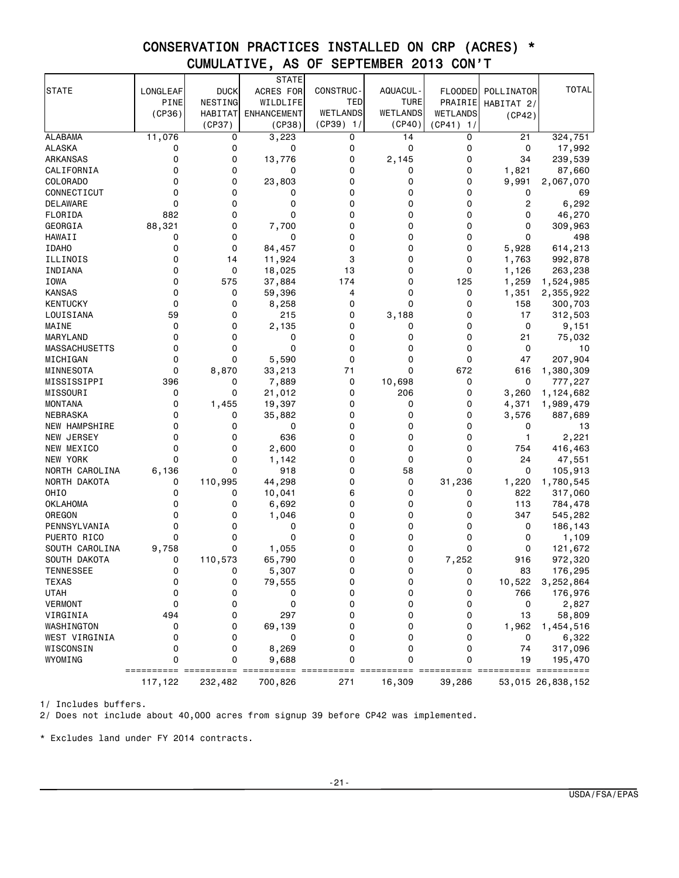# CONSERVATION PRACTICES INSTALLED ON CRP (ACRES) *
## CUMULATIVE, AS OF SEPTEMBER 2013 CON'T

| STATE | LONGLEAF PINE (CP36) | DUCK NESTING HABITAT (CP37) | STATE ACRES FOR WILDLIFE ENHANCEMENT (CP38) | CONSTRUC-TED WETLANDS (CP39) 1/ | AQUACUL-TURE WETLANDS (CP40) | FLOODED PRAIRIE WETLANDS (CP41) 1/ | POLLINATOR HABITAT 2/ (CP42) | TOTAL |
|---|---|---|---|---|---|---|---|---|
| ALABAMA | 11,076 | 0 | 3,223 | 0 | 14 | 0 | 21 | 324,751 |
| ALASKA | 0 | 0 | 0 | 0 | 0 | 0 | 0 | 17,992 |
| ARKANSAS | 0 | 0 | 13,776 | 0 | 2,145 | 0 | 34 | 239,539 |
| CALIFORNIA | 0 | 0 | 0 | 0 | 0 | 0 | 1,821 | 87,660 |
| COLORADO | 0 | 0 | 23,803 | 0 | 0 | 0 | 9,991 | 2,067,070 |
| CONNECTICUT | 0 | 0 | 0 | 0 | 0 | 0 | 0 | 69 |
| DELAWARE | 0 | 0 | 0 | 0 | 0 | 0 | 2 | 6,292 |
| FLORIDA | 882 | 0 | 0 | 0 | 0 | 0 | 0 | 46,270 |
| GEORGIA | 88,321 | 0 | 7,700 | 0 | 0 | 0 | 0 | 309,963 |
| HAWAII | 0 | 0 | 0 | 0 | 0 | 0 | 0 | 498 |
| IDAHO | 0 | 0 | 84,457 | 0 | 0 | 0 | 5,928 | 614,213 |
| ILLINOIS | 0 | 14 | 11,924 | 3 | 0 | 0 | 1,763 | 992,878 |
| INDIANA | 0 | 0 | 18,025 | 13 | 0 | 0 | 1,126 | 263,238 |
| IOWA | 0 | 575 | 37,884 | 174 | 0 | 125 | 1,259 | 1,524,985 |
| KANSAS | 0 | 0 | 59,396 | 4 | 0 | 0 | 1,351 | 2,355,922 |
| KENTUCKY | 0 | 0 | 8,258 | 0 | 0 | 0 | 158 | 300,703 |
| LOUISIANA | 59 | 0 | 215 | 0 | 3,188 | 0 | 17 | 312,503 |
| MAINE | 0 | 0 | 2,135 | 0 | 0 | 0 | 0 | 9,151 |
| MARYLAND | 0 | 0 | 0 | 0 | 0 | 0 | 21 | 75,032 |
| MASSACHUSETTS | 0 | 0 | 0 | 0 | 0 | 0 | 0 | 10 |
| MICHIGAN | 0 | 0 | 5,590 | 0 | 0 | 0 | 47 | 207,904 |
| MINNESOTA | 0 | 8,870 | 33,213 | 71 | 0 | 672 | 616 | 1,380,309 |
| MISSISSIPPI | 396 | 0 | 7,889 | 0 | 10,698 | 0 | 0 | 777,227 |
| MISSOURI | 0 | 0 | 21,012 | 0 | 206 | 0 | 3,260 | 1,124,682 |
| MONTANA | 0 | 1,455 | 19,397 | 0 | 0 | 0 | 4,371 | 1,989,479 |
| NEBRASKA | 0 | 0 | 35,882 | 0 | 0 | 0 | 3,576 | 887,689 |
| NEW HAMPSHIRE | 0 | 0 | 0 | 0 | 0 | 0 | 0 | 13 |
| NEW JERSEY | 0 | 0 | 636 | 0 | 0 | 0 | 1 | 2,221 |
| NEW MEXICO | 0 | 0 | 2,600 | 0 | 0 | 0 | 754 | 416,463 |
| NEW YORK | 0 | 0 | 1,142 | 0 | 0 | 0 | 24 | 47,551 |
| NORTH CAROLINA | 6,136 | 0 | 918 | 0 | 58 | 0 | 0 | 105,913 |
| NORTH DAKOTA | 0 | 110,995 | 44,298 | 0 | 0 | 31,236 | 1,220 | 1,780,545 |
| OHIO | 0 | 0 | 10,041 | 6 | 0 | 0 | 822 | 317,060 |
| OKLAHOMA | 0 | 0 | 6,692 | 0 | 0 | 0 | 113 | 784,478 |
| OREGON | 0 | 0 | 1,046 | 0 | 0 | 0 | 347 | 545,282 |
| PENNSYLVANIA | 0 | 0 | 0 | 0 | 0 | 0 | 0 | 186,143 |
| PUERTO RICO | 0 | 0 | 0 | 0 | 0 | 0 | 0 | 1,109 |
| SOUTH CAROLINA | 9,758 | 0 | 1,055 | 0 | 0 | 0 | 0 | 121,672 |
| SOUTH DAKOTA | 0 | 110,573 | 65,790 | 0 | 0 | 7,252 | 916 | 972,320 |
| TENNESSEE | 0 | 0 | 5,307 | 0 | 0 | 0 | 83 | 176,295 |
| TEXAS | 0 | 0 | 79,555 | 0 | 0 | 0 | 10,522 | 3,252,864 |
| UTAH | 0 | 0 | 0 | 0 | 0 | 0 | 766 | 176,976 |
| VERMONT | 0 | 0 | 0 | 0 | 0 | 0 | 0 | 2,827 |
| VIRGINIA | 494 | 0 | 297 | 0 | 0 | 0 | 13 | 58,809 |
| WASHINGTON | 0 | 0 | 69,139 | 0 | 0 | 0 | 1,962 | 1,454,516 |
| WEST VIRGINIA | 0 | 0 | 0 | 0 | 0 | 0 | 0 | 6,322 |
| WISCONSIN | 0 | 0 | 8,269 | 0 | 0 | 0 | 74 | 317,096 |
| WYOMING | 0 | 0 | 9,688 | 0 | 0 | 0 | 19 | 195,470 |
| | 117,122 | 232,482 | 700,826 | 271 | 16,309 | 39,286 | 53,015 | 26,838,152 |

1/ Includes buffers.

2/ Does not include about 40,000 acres from signup 39 before CP42 was implemented.

\* Excludes land under FY 2014 contracts.

USDA/FSA/EPAS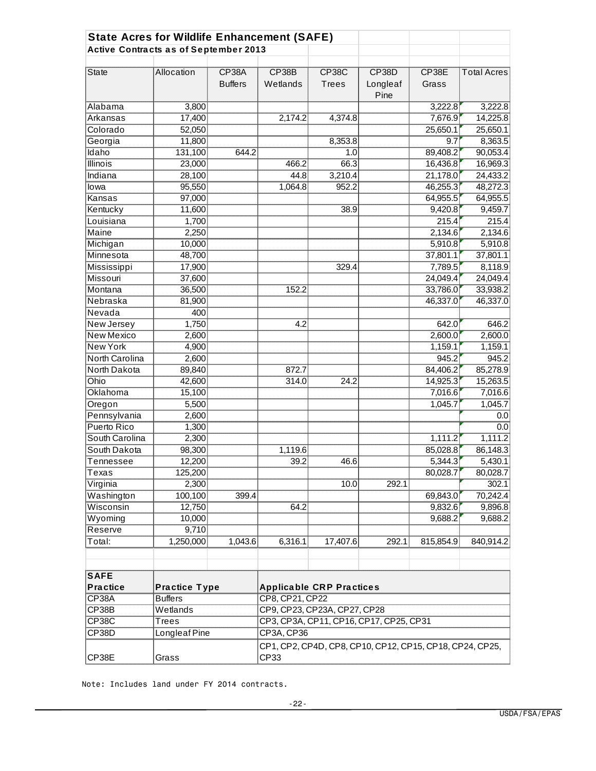## State Acres for Wildlife Enhancement (SAFE)

**Active Contracts as of September 2013**

| State | Allocation | CP38A Buffers | CP38B Wetlands | CP38C Trees | CP38D Longleaf Pine | CP38E Grass | Total Acres |
|---|---|---|---|---|---|---|---|
| Alabama | 3,800 | | | | | 3,222.8 | 3,222.8 |
| Arkansas | 17,400 | | 2,174.2 | 4,374.8 | | 7,676.9 | 14,225.8 |
| Colorado | 52,050 | | | | | 25,650.1 | 25,650.1 |
| Georgia | 11,800 | | | 8,353.8 | | 9.7 | 8,363.5 |
| Idaho | 131,100 | 644.2 | | 1.0 | | 89,408.2 | 90,053.4 |
| Illinois | 23,000 | | 466.2 | 66.3 | | 16,436.8 | 16,969.3 |
| Indiana | 28,100 | | 44.8 | 3,210.4 | | 21,178.0 | 24,433.2 |
| Iowa | 95,550 | | 1,064.8 | 952.2 | | 46,255.3 | 48,272.3 |
| Kansas | 97,000 | | | | | 64,955.5 | 64,955.5 |
| Kentucky | 11,600 | | | 38.9 | | 9,420.8 | 9,459.7 |
| Louisiana | 1,700 | | | | | 215.4 | 215.4 |
| Maine | 2,250 | | | | | 2,134.6 | 2,134.6 |
| Michigan | 10,000 | | | | | 5,910.8 | 5,910.8 |
| Minnesota | 48,700 | | | | | 37,801.1 | 37,801.1 |
| Mississippi | 17,900 | | | 329.4 | | 7,789.5 | 8,118.9 |
| Missouri | 37,600 | | | | | 24,049.4 | 24,049.4 |
| Montana | 36,500 | | 152.2 | | | 33,786.0 | 33,938.2 |
| Nebraska | 81,900 | | | | | 46,337.0 | 46,337.0 |
| Nevada | 400 | | | | | | |
| New Jersey | 1,750 | | 4.2 | | | 642.0 | 646.2 |
| New Mexico | 2,600 | | | | | 2,600.0 | 2,600.0 |
| New York | 4,900 | | | | | 1,159.1 | 1,159.1 |
| North Carolina | 2,600 | | | | | 945.2 | 945.2 |
| North Dakota | 89,840 | | 872.7 | | | 84,406.2 | 85,278.9 |
| Ohio | 42,600 | | 314.0 | 24.2 | | 14,925.3 | 15,263.5 |
| Oklahoma | 15,100 | | | | | 7,016.6 | 7,016.6 |
| Oregon | 5,500 | | | | | 1,045.7 | 1,045.7 |
| Pennsylvania | 2,600 | | | | | | 0.0 |
| Puerto Rico | 1,300 | | | | | | 0.0 |
| South Carolina | 2,300 | | | | | 1,111.2 | 1,111.2 |
| South Dakota | 98,300 | | 1,119.6 | | | 85,028.8 | 86,148.3 |
| Tennessee | 12,200 | | 39.2 | 46.6 | | 5,344.3 | 5,430.1 |
| Texas | 125,200 | | | | | 80,028.7 | 80,028.7 |
| Virginia | 2,300 | | | 10.0 | 292.1 | | 302.1 |
| Washington | 100,100 | 399.4 | | | | 69,843.0 | 70,242.4 |
| Wisconsin | 12,750 | | 64.2 | | | 9,832.6 | 9,896.8 |
| Wyoming | 10,000 | | | | | 9,688.2 | 9,688.2 |
| Reserve | 9,710 | | | | | | |
| Total: | 1,250,000 | 1,043.6 | 6,316.1 | 17,407.6 | 292.1 | 815,854.9 | 840,914.2 |

| SAFE Practice | Practice Type | Applicable CRP Practices |
|---|---|---|
| CP38A | Buffers | CP8, CP21, CP22 |
| CP38B | Wetlands | CP9, CP23, CP23A, CP27, CP28 |
| CP38C | Trees | CP3, CP3A, CP11, CP16, CP17, CP25, CP31 |
| CP38D | Longleaf Pine | CP3A, CP36 |
| CP38E | Grass | CP1, CP2, CP4D, CP8, CP10, CP12, CP15, CP18, CP24, CP25, CP33 |

Note: Includes land under FY 2014 contracts.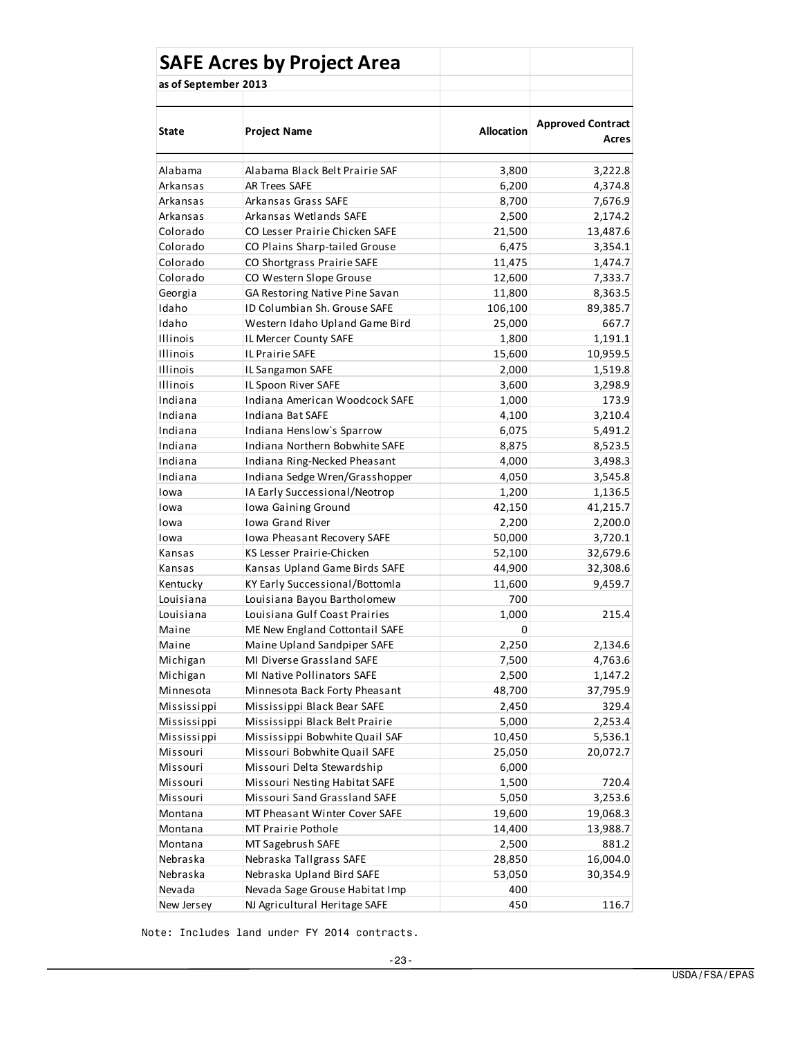## SAFE Acres by Project Area

**as of September 2013**

| State | Project Name | Allocation | Approved Contract Acres |
|---|---|---|---|
| Alabama | Alabama Black Belt Prairie SAF | 3,800 | 3,222.8 |
| Arkansas | AR Trees SAFE | 6,200 | 4,374.8 |
| Arkansas | Arkansas Grass SAFE | 8,700 | 7,676.9 |
| Arkansas | Arkansas Wetlands SAFE | 2,500 | 2,174.2 |
| Colorado | CO Lesser Prairie Chicken SAFE | 21,500 | 13,487.6 |
| Colorado | CO Plains Sharp-tailed Grouse | 6,475 | 3,354.1 |
| Colorado | CO Shortgrass Prairie SAFE | 11,475 | 1,474.7 |
| Colorado | CO Western Slope Grouse | 12,600 | 7,333.7 |
| Georgia | GA Restoring Native Pine Savan | 11,800 | 8,363.5 |
| Idaho | ID Columbian Sh. Grouse SAFE | 106,100 | 89,385.7 |
| Idaho | Western Idaho Upland Game Bird | 25,000 | 667.7 |
| Illinois | IL Mercer County SAFE | 1,800 | 1,191.1 |
| Illinois | IL Prairie SAFE | 15,600 | 10,959.5 |
| Illinois | IL Sangamon SAFE | 2,000 | 1,519.8 |
| Illinois | IL Spoon River SAFE | 3,600 | 3,298.9 |
| Indiana | Indiana American Woodcock SAFE | 1,000 | 173.9 |
| Indiana | Indiana Bat SAFE | 4,100 | 3,210.4 |
| Indiana | Indiana Henslow`s Sparrow | 6,075 | 5,491.2 |
| Indiana | Indiana Northern Bobwhite SAFE | 8,875 | 8,523.5 |
| Indiana | Indiana Ring-Necked Pheasant | 4,000 | 3,498.3 |
| Indiana | Indiana Sedge Wren/Grasshopper | 4,050 | 3,545.8 |
| Iowa | IA Early Successional/Neotrop | 1,200 | 1,136.5 |
| Iowa | Iowa Gaining Ground | 42,150 | 41,215.7 |
| Iowa | Iowa Grand River | 2,200 | 2,200.0 |
| Iowa | Iowa Pheasant Recovery SAFE | 50,000 | 3,720.1 |
| Kansas | KS Lesser Prairie-Chicken | 52,100 | 32,679.6 |
| Kansas | Kansas Upland Game Birds SAFE | 44,900 | 32,308.6 |
| Kentucky | KY Early Successional/Bottomla | 11,600 | 9,459.7 |
| Louisiana | Louisiana Bayou Bartholomew | 700 | |
| Louisiana | Louisiana Gulf Coast Prairies | 1,000 | 215.4 |
| Maine | ME New England Cottontail SAFE | 0 | |
| Maine | Maine Upland Sandpiper SAFE | 2,250 | 2,134.6 |
| Michigan | MI Diverse Grassland SAFE | 7,500 | 4,763.6 |
| Michigan | MI Native Pollinators SAFE | 2,500 | 1,147.2 |
| Minnesota | Minnesota Back Forty Pheasant | 48,700 | 37,795.9 |
| Mississippi | Mississippi Black Bear SAFE | 2,450 | 329.4 |
| Mississippi | Mississippi Black Belt Prairie | 5,000 | 2,253.4 |
| Mississippi | Mississippi Bobwhite Quail SAF | 10,450 | 5,536.1 |
| Missouri | Missouri Bobwhite Quail SAFE | 25,050 | 20,072.7 |
| Missouri | Missouri Delta Stewardship | 6,000 | |
| Missouri | Missouri Nesting Habitat SAFE | 1,500 | 720.4 |
| Missouri | Missouri Sand Grassland SAFE | 5,050 | 3,253.6 |
| Montana | MT Pheasant Winter Cover SAFE | 19,600 | 19,068.3 |
| Montana | MT Prairie Pothole | 14,400 | 13,988.7 |
| Montana | MT Sagebrush SAFE | 2,500 | 881.2 |
| Nebraska | Nebraska Tallgrass SAFE | 28,850 | 16,004.0 |
| Nebraska | Nebraska Upland Bird SAFE | 53,050 | 30,354.9 |
| Nevada | Nevada Sage Grouse Habitat Imp | 400 | |
| New Jersey | NJ Agricultural Heritage SAFE | 450 | 116.7 |

Note: Includes land under FY 2014 contracts.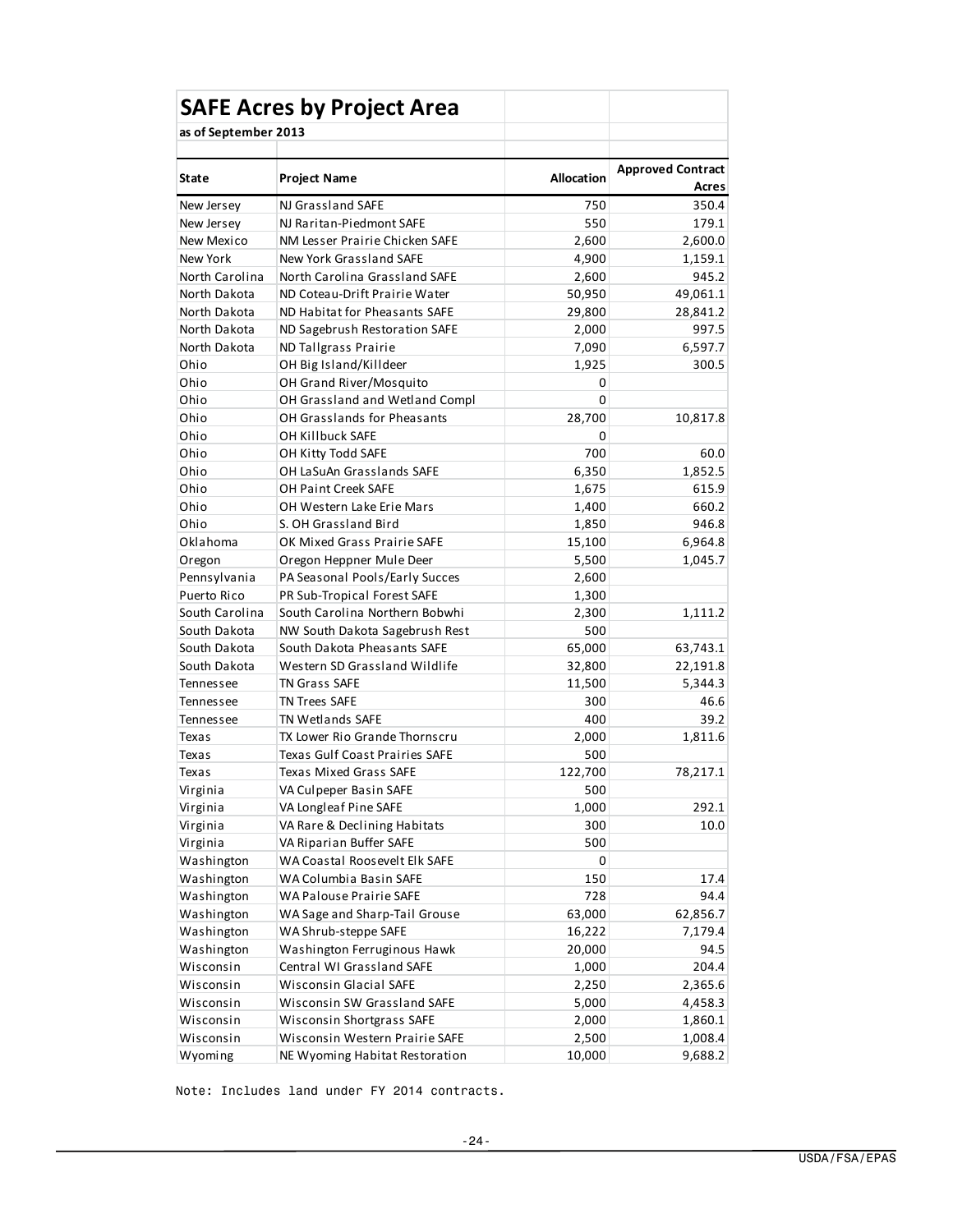## SAFE Acres by Project Area

**as of September 2013**

| State | Project Name | Allocation | Approved Contract Acres |
|---|---|---|---|
| New Jersey | NJ Grassland SAFE | 750 | 350.4 |
| New Jersey | NJ Raritan-Piedmont SAFE | 550 | 179.1 |
| New Mexico | NM Lesser Prairie Chicken SAFE | 2,600 | 2,600.0 |
| New York | New York Grassland SAFE | 4,900 | 1,159.1 |
| North Carolina | North Carolina Grassland SAFE | 2,600 | 945.2 |
| North Dakota | ND Coteau-Drift Prairie Water | 50,950 | 49,061.1 |
| North Dakota | ND Habitat for Pheasants SAFE | 29,800 | 28,841.2 |
| North Dakota | ND Sagebrush Restoration SAFE | 2,000 | 997.5 |
| North Dakota | ND Tallgrass Prairie | 7,090 | 6,597.7 |
| Ohio | OH Big Island/Killdeer | 1,925 | 300.5 |
| Ohio | OH Grand River/Mosquito | 0 | |
| Ohio | OH Grassland and Wetland Compl | 0 | |
| Ohio | OH Grasslands for Pheasants | 28,700 | 10,817.8 |
| Ohio | OH Killbuck SAFE | 0 | |
| Ohio | OH Kitty Todd SAFE | 700 | 60.0 |
| Ohio | OH LaSuAn Grasslands SAFE | 6,350 | 1,852.5 |
| Ohio | OH Paint Creek SAFE | 1,675 | 615.9 |
| Ohio | OH Western Lake Erie Mars | 1,400 | 660.2 |
| Ohio | S. OH Grassland Bird | 1,850 | 946.8 |
| Oklahoma | OK Mixed Grass Prairie SAFE | 15,100 | 6,964.8 |
| Oregon | Oregon Heppner Mule Deer | 5,500 | 1,045.7 |
| Pennsylvania | PA Seasonal Pools/Early Succes | 2,600 | |
| Puerto Rico | PR Sub-Tropical Forest SAFE | 1,300 | |
| South Carolina | South Carolina Northern Bobwhi | 2,300 | 1,111.2 |
| South Dakota | NW South Dakota Sagebrush Rest | 500 | |
| South Dakota | South Dakota Pheasants SAFE | 65,000 | 63,743.1 |
| South Dakota | Western SD Grassland Wildlife | 32,800 | 22,191.8 |
| Tennessee | TN Grass SAFE | 11,500 | 5,344.3 |
| Tennessee | TN Trees SAFE | 300 | 46.6 |
| Tennessee | TN Wetlands SAFE | 400 | 39.2 |
| Texas | TX Lower Rio Grande Thornscru | 2,000 | 1,811.6 |
| Texas | Texas Gulf Coast Prairies SAFE | 500 | |
| Texas | Texas Mixed Grass SAFE | 122,700 | 78,217.1 |
| Virginia | VA Culpeper Basin SAFE | 500 | |
| Virginia | VA Longleaf Pine SAFE | 1,000 | 292.1 |
| Virginia | VA Rare & Declining Habitats | 300 | 10.0 |
| Virginia | VA Riparian Buffer SAFE | 500 | |
| Washington | WA Coastal Roosevelt Elk SAFE | 0 | |
| Washington | WA Columbia Basin SAFE | 150 | 17.4 |
| Washington | WA Palouse Prairie SAFE | 728 | 94.4 |
| Washington | WA Sage and Sharp-Tail Grouse | 63,000 | 62,856.7 |
| Washington | WA Shrub-steppe SAFE | 16,222 | 7,179.4 |
| Washington | Washington Ferruginous Hawk | 20,000 | 94.5 |
| Wisconsin | Central WI Grassland SAFE | 1,000 | 204.4 |
| Wisconsin | Wisconsin Glacial SAFE | 2,250 | 2,365.6 |
| Wisconsin | Wisconsin SW Grassland SAFE | 5,000 | 4,458.3 |
| Wisconsin | Wisconsin Shortgrass SAFE | 2,000 | 1,860.1 |
| Wisconsin | Wisconsin Western Prairie SAFE | 2,500 | 1,008.4 |
| Wyoming | NE Wyoming Habitat Restoration | 10,000 | 9,688.2 |

Note: Includes land under FY 2014 contracts.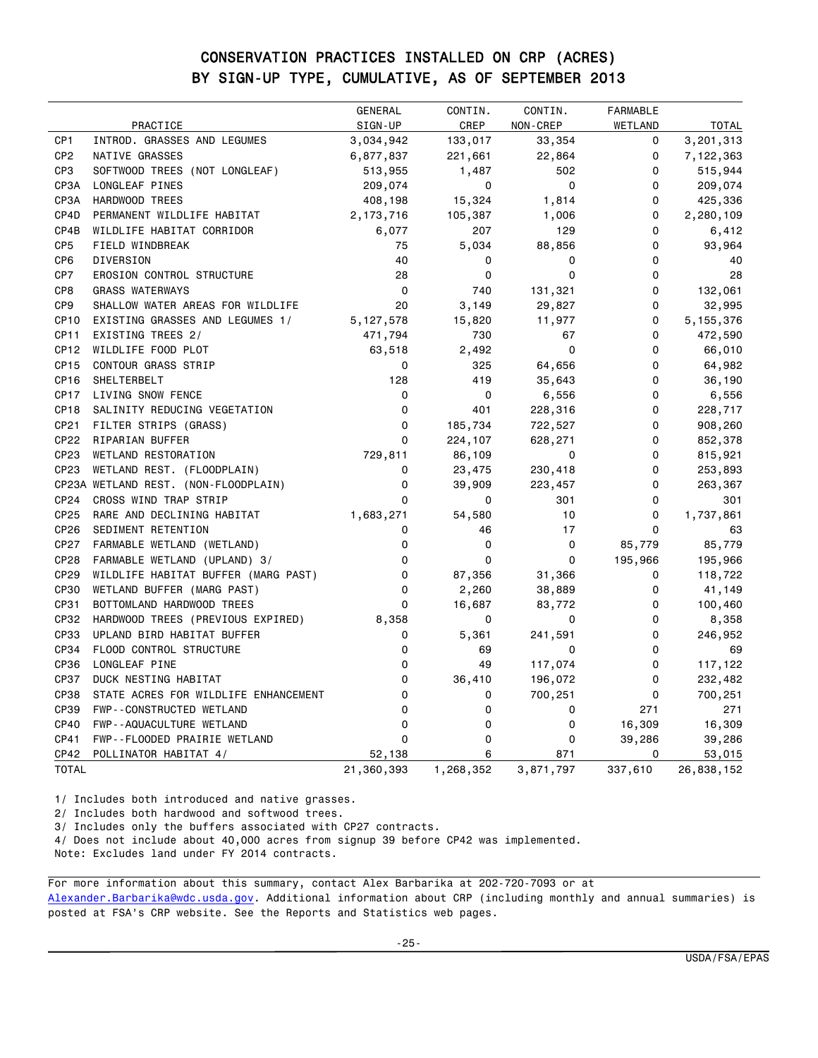# CONSERVATION PRACTICES INSTALLED ON CRP (ACRES)
## BY SIGN-UP TYPE, CUMULATIVE, AS OF SEPTEMBER 2013

| | PRACTICE | GENERAL SIGN-UP | CONTIN. CREP | CONTIN. NON-CREP | FARMABLE WETLAND | TOTAL |
|---|---|---|---|---|---|---|
| CP1 | INTROD. GRASSES AND LEGUMES | 3,034,942 | 133,017 | 33,354 | 0 | 3,201,313 |
| CP2 | NATIVE GRASSES | 6,877,837 | 221,661 | 22,864 | 0 | 7,122,363 |
| CP3 | SOFTWOOD TREES (NOT LONGLEAF) | 513,955 | 1,487 | 502 | 0 | 515,944 |
| CP3A | LONGLEAF PINES | 209,074 | 0 | 0 | 0 | 209,074 |
| CP3A | HARDWOOD TREES | 408,198 | 15,324 | 1,814 | 0 | 425,336 |
| CP4D | PERMANENT WILDLIFE HABITAT | 2,173,716 | 105,387 | 1,006 | 0 | 2,280,109 |
| CP4B | WILDLIFE HABITAT CORRIDOR | 6,077 | 207 | 129 | 0 | 6,412 |
| CP5 | FIELD WINDBREAK | 75 | 5,034 | 88,856 | 0 | 93,964 |
| CP6 | DIVERSION | 40 | 0 | 0 | 0 | 40 |
| CP7 | EROSION CONTROL STRUCTURE | 28 | 0 | 0 | 0 | 28 |
| CP8 | GRASS WATERWAYS | 0 | 740 | 131,321 | 0 | 132,061 |
| CP9 | SHALLOW WATER AREAS FOR WILDLIFE | 20 | 3,149 | 29,827 | 0 | 32,995 |
| CP10 | EXISTING GRASSES AND LEGUMES 1/ | 5,127,578 | 15,820 | 11,977 | 0 | 5,155,376 |
| CP11 | EXISTING TREES 2/ | 471,794 | 730 | 67 | 0 | 472,590 |
| CP12 | WILDLIFE FOOD PLOT | 63,518 | 2,492 | 0 | 0 | 66,010 |
| CP15 | CONTOUR GRASS STRIP | 0 | 325 | 64,656 | 0 | 64,982 |
| CP16 | SHELTERBELT | 128 | 419 | 35,643 | 0 | 36,190 |
| CP17 | LIVING SNOW FENCE | 0 | 0 | 6,556 | 0 | 6,556 |
| CP18 | SALINITY REDUCING VEGETATION | 0 | 401 | 228,316 | 0 | 228,717 |
| CP21 | FILTER STRIPS (GRASS) | 0 | 185,734 | 722,527 | 0 | 908,260 |
| CP22 | RIPARIAN BUFFER | 0 | 224,107 | 628,271 | 0 | 852,378 |
| CP23 | WETLAND RESTORATION | 729,811 | 86,109 | 0 | 0 | 815,921 |
| CP23 | WETLAND REST. (FLOODPLAIN) | 0 | 23,475 | 230,418 | 0 | 253,893 |
| CP23A | WETLAND REST. (NON-FLOODPLAIN) | 0 | 39,909 | 223,457 | 0 | 263,367 |
| CP24 | CROSS WIND TRAP STRIP | 0 | 0 | 301 | 0 | 301 |
| CP25 | RARE AND DECLINING HABITAT | 1,683,271 | 54,580 | 10 | 0 | 1,737,861 |
| CP26 | SEDIMENT RETENTION | 0 | 46 | 17 | 0 | 63 |
| CP27 | FARMABLE WETLAND (WETLAND) | 0 | 0 | 0 | 85,779 | 85,779 |
| CP28 | FARMABLE WETLAND (UPLAND) 3/ | 0 | 0 | 0 | 195,966 | 195,966 |
| CP29 | WILDLIFE HABITAT BUFFER (MARG PAST) | 0 | 87,356 | 31,366 | 0 | 118,722 |
| CP30 | WETLAND BUFFER (MARG PAST) | 0 | 2,260 | 38,889 | 0 | 41,149 |
| CP31 | BOTTOMLAND HARDWOOD TREES | 0 | 16,687 | 83,772 | 0 | 100,460 |
| CP32 | HARDWOOD TREES (PREVIOUS EXPIRED) | 8,358 | 0 | 0 | 0 | 8,358 |
| CP33 | UPLAND BIRD HABITAT BUFFER | 0 | 5,361 | 241,591 | 0 | 246,952 |
| CP34 | FLOOD CONTROL STRUCTURE | 0 | 69 | 0 | 0 | 69 |
| CP36 | LONGLEAF PINE | 0 | 49 | 117,074 | 0 | 117,122 |
| CP37 | DUCK NESTING HABITAT | 0 | 36,410 | 196,072 | 0 | 232,482 |
| CP38 | STATE ACRES FOR WILDLIFE ENHANCEMENT | 0 | 0 | 700,251 | 0 | 700,251 |
| CP39 | FWP--CONSTRUCTED WETLAND | 0 | 0 | 0 | 271 | 271 |
| CP40 | FWP--AQUACULTURE WETLAND | 0 | 0 | 0 | 16,309 | 16,309 |
| CP41 | FWP--FLOODED PRAIRIE WETLAND | 0 | 0 | 0 | 39,286 | 39,286 |
| CP42 | POLLINATOR HABITAT 4/ | 52,138 | 6 | 871 | 0 | 53,015 |
| TOTAL | | 21,360,393 | 1,268,352 | 3,871,797 | 337,610 | 26,838,152 |

1/ Includes both introduced and native grasses.

2/ Includes both hardwood and softwood trees.

3/ Includes only the buffers associated with CP27 contracts.

4/ Does not include about 40,000 acres from signup 39 before CP42 was implemented.

Note: Excludes land under FY 2014 contracts.

For more information about this summary, contact Alex Barbarika at 202-720-7093 or at Alexander.Barbarika@wdc.usda.gov. Additional information about CRP (including monthly and annual summaries) is posted at FSA's CRP website. See the Reports and Statistics web pages.

USDA/FSA/EPAS